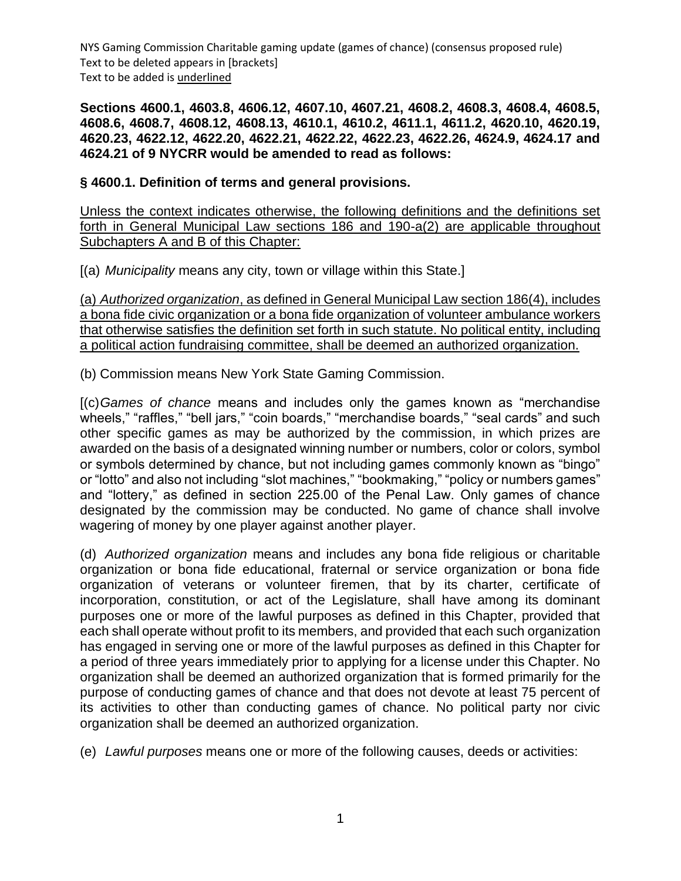NYS Gaming Commission Charitable gaming update (games of chance) (consensus proposed rule)
Text to be deleted appears in [brackets]
Text to be added is <u>underlined</u>

**Sections 4600.1, 4603.8, 4606.12, 4607.10, 4607.21, 4608.2, 4608.3, 4608.4, 4608.5, 4608.6, 4608.7, 4608.12, 4608.13, 4610.1, 4610.2, 4611.1, 4611.2, 4620.10, 4620.19, 4620.23, 4622.12, 4622.20, 4622.21, 4622.22, 4622.23, 4622.26, 4624.9, 4624.17 and 4624.21 of 9 NYCRR would be amended to read as follows:**

**§ 4600.1. Definition of terms and general provisions.**

<u>Unless the context indicates otherwise, the following definitions and the definitions set forth in General Municipal Law sections 186 and 190-a(2) are applicable throughout Subchapters A and B of this Chapter:</u>

[(a) *Municipality* means any city, town or village within this State.]

<u>(a) *Authorized organization*, as defined in General Municipal Law section 186(4), includes a bona fide civic organization or a bona fide organization of volunteer ambulance workers that otherwise satisfies the definition set forth in such statute. No political entity, including a political action fundraising committee, shall be deemed an authorized organization.</u>

(b) Commission means New York State Gaming Commission.

[(c)*Games of chance* means and includes only the games known as "merchandise wheels," "raffles," "bell jars," "coin boards," "merchandise boards," "seal cards" and such other specific games as may be authorized by the commission, in which prizes are awarded on the basis of a designated winning number or numbers, color or colors, symbol or symbols determined by chance, but not including games commonly known as "bingo" or "lotto" and also not including "slot machines," "bookmaking," "policy or numbers games" and "lottery," as defined in section 225.00 of the Penal Law. Only games of chance designated by the commission may be conducted. No game of chance shall involve wagering of money by one player against another player.

(d) *Authorized organization* means and includes any bona fide religious or charitable organization or bona fide educational, fraternal or service organization or bona fide organization of veterans or volunteer firemen, that by its charter, certificate of incorporation, constitution, or act of the Legislature, shall have among its dominant purposes one or more of the lawful purposes as defined in this Chapter, provided that each shall operate without profit to its members, and provided that each such organization has engaged in serving one or more of the lawful purposes as defined in this Chapter for a period of three years immediately prior to applying for a license under this Chapter. No organization shall be deemed an authorized organization that is formed primarily for the purpose of conducting games of chance and that does not devote at least 75 percent of its activities to other than conducting games of chance. No political party nor civic organization shall be deemed an authorized organization.

(e) *Lawful purposes* means one or more of the following causes, deeds or activities: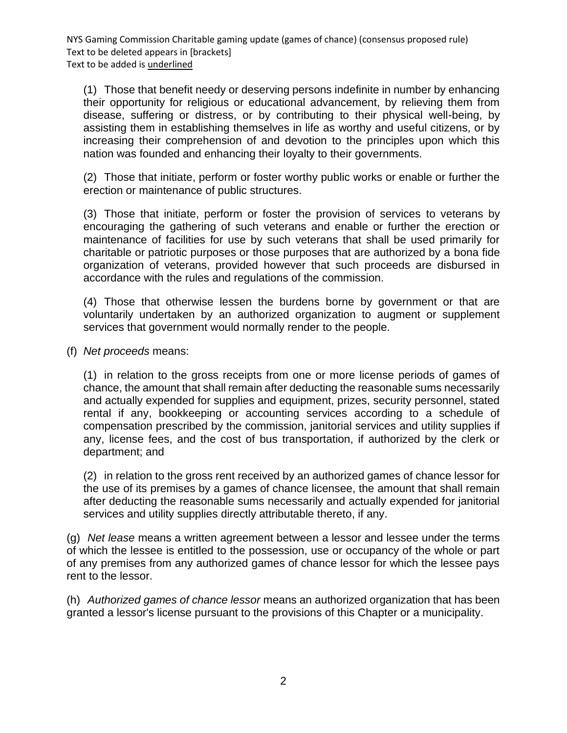(1) Those that benefit needy or deserving persons indefinite in number by enhancing their opportunity for religious or educational advancement, by relieving them from disease, suffering or distress, or by contributing to their physical well-being, by assisting them in establishing themselves in life as worthy and useful citizens, or by increasing their comprehension of and devotion to the principles upon which this nation was founded and enhancing their loyalty to their governments.

(2) Those that initiate, perform or foster worthy public works or enable or further the erection or maintenance of public structures.

(3) Those that initiate, perform or foster the provision of services to veterans by encouraging the gathering of such veterans and enable or further the erection or maintenance of facilities for use by such veterans that shall be used primarily for charitable or patriotic purposes or those purposes that are authorized by a bona fide organization of veterans, provided however that such proceeds are disbursed in accordance with the rules and regulations of the commission.

(4) Those that otherwise lessen the burdens borne by government or that are voluntarily undertaken by an authorized organization to augment or supplement services that government would normally render to the people.

(f) *Net proceeds* means:

(1) in relation to the gross receipts from one or more license periods of games of chance, the amount that shall remain after deducting the reasonable sums necessarily and actually expended for supplies and equipment, prizes, security personnel, stated rental if any, bookkeeping or accounting services according to a schedule of compensation prescribed by the commission, janitorial services and utility supplies if any, license fees, and the cost of bus transportation, if authorized by the clerk or department; and

(2) in relation to the gross rent received by an authorized games of chance lessor for the use of its premises by a games of chance licensee, the amount that shall remain after deducting the reasonable sums necessarily and actually expended for janitorial services and utility supplies directly attributable thereto, if any.

(g) *Net lease* means a written agreement between a lessor and lessee under the terms of which the lessee is entitled to the possession, use or occupancy of the whole or part of any premises from any authorized games of chance lessor for which the lessee pays rent to the lessor.

(h) *Authorized games of chance lessor* means an authorized organization that has been granted a lessor's license pursuant to the provisions of this Chapter or a municipality.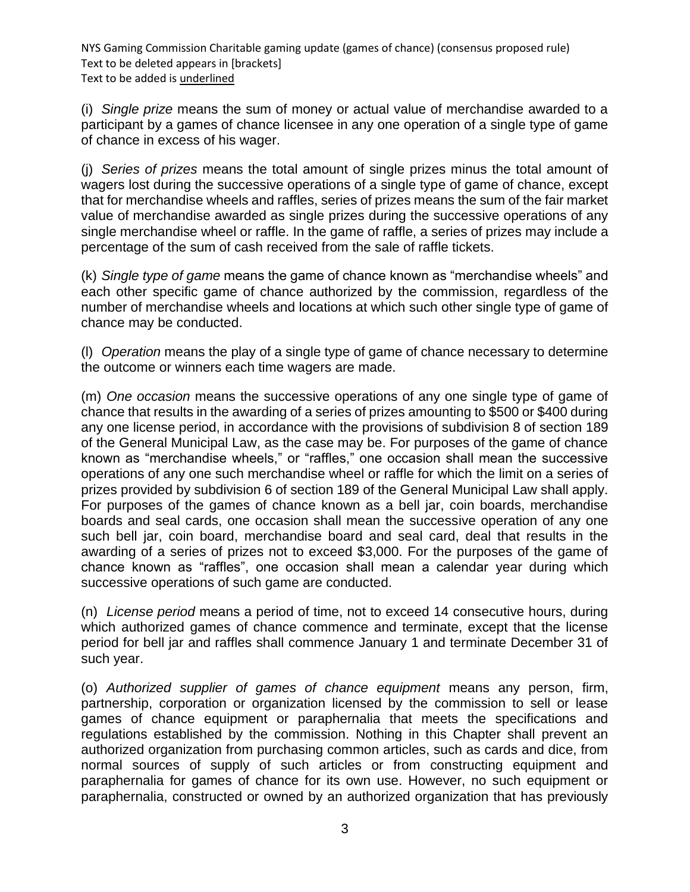(i) *Single prize* means the sum of money or actual value of merchandise awarded to a participant by a games of chance licensee in any one operation of a single type of game of chance in excess of his wager.

(j) *Series of prizes* means the total amount of single prizes minus the total amount of wagers lost during the successive operations of a single type of game of chance, except that for merchandise wheels and raffles, series of prizes means the sum of the fair market value of merchandise awarded as single prizes during the successive operations of any single merchandise wheel or raffle. In the game of raffle, a series of prizes may include a percentage of the sum of cash received from the sale of raffle tickets.

(k) *Single type of game* means the game of chance known as "merchandise wheels" and each other specific game of chance authorized by the commission, regardless of the number of merchandise wheels and locations at which such other single type of game of chance may be conducted.

(l) *Operation* means the play of a single type of game of chance necessary to determine the outcome or winners each time wagers are made.

(m) *One occasion* means the successive operations of any one single type of game of chance that results in the awarding of a series of prizes amounting to $500 or $400 during any one license period, in accordance with the provisions of subdivision 8 of section 189 of the General Municipal Law, as the case may be. For purposes of the game of chance known as "merchandise wheels," or "raffles," one occasion shall mean the successive operations of any one such merchandise wheel or raffle for which the limit on a series of prizes provided by subdivision 6 of section 189 of the General Municipal Law shall apply. For purposes of the games of chance known as a bell jar, coin boards, merchandise boards and seal cards, one occasion shall mean the successive operation of any one such bell jar, coin board, merchandise board and seal card, deal that results in the awarding of a series of prizes not to exceed $3,000. For the purposes of the game of chance known as "raffles", one occasion shall mean a calendar year during which successive operations of such game are conducted.

(n) *License period* means a period of time, not to exceed 14 consecutive hours, during which authorized games of chance commence and terminate, except that the license period for bell jar and raffles shall commence January 1 and terminate December 31 of such year.

(o) *Authorized supplier of games of chance equipment* means any person, firm, partnership, corporation or organization licensed by the commission to sell or lease games of chance equipment or paraphernalia that meets the specifications and regulations established by the commission. Nothing in this Chapter shall prevent an authorized organization from purchasing common articles, such as cards and dice, from normal sources of supply of such articles or from constructing equipment and paraphernalia for games of chance for its own use. However, no such equipment or paraphernalia, constructed or owned by an authorized organization that has previously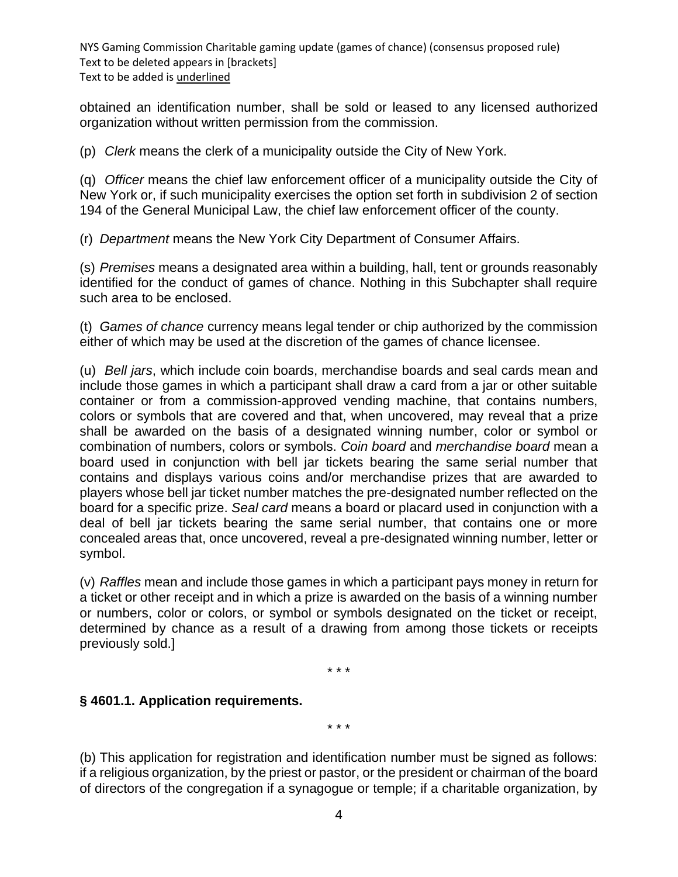obtained an identification number, shall be sold or leased to any licensed authorized organization without written permission from the commission.

(p) *Clerk* means the clerk of a municipality outside the City of New York.

(q) *Officer* means the chief law enforcement officer of a municipality outside the City of New York or, if such municipality exercises the option set forth in subdivision 2 of section 194 of the General Municipal Law, the chief law enforcement officer of the county.

(r) *Department* means the New York City Department of Consumer Affairs.

(s) *Premises* means a designated area within a building, hall, tent or grounds reasonably identified for the conduct of games of chance. Nothing in this Subchapter shall require such area to be enclosed.

(t) *Games of chance* currency means legal tender or chip authorized by the commission either of which may be used at the discretion of the games of chance licensee.

(u) *Bell jars*, which include coin boards, merchandise boards and seal cards mean and include those games in which a participant shall draw a card from a jar or other suitable container or from a commission-approved vending machine, that contains numbers, colors or symbols that are covered and that, when uncovered, may reveal that a prize shall be awarded on the basis of a designated winning number, color or symbol or combination of numbers, colors or symbols. *Coin board* and *merchandise board* mean a board used in conjunction with bell jar tickets bearing the same serial number that contains and displays various coins and/or merchandise prizes that are awarded to players whose bell jar ticket number matches the pre-designated number reflected on the board for a specific prize. *Seal card* means a board or placard used in conjunction with a deal of bell jar tickets bearing the same serial number, that contains one or more concealed areas that, once uncovered, reveal a pre-designated winning number, letter or symbol.

(v) *Raffles* mean and include those games in which a participant pays money in return for a ticket or other receipt and in which a prize is awarded on the basis of a winning number or numbers, color or colors, or symbol or symbols designated on the ticket or receipt, determined by chance as a result of a drawing from among those tickets or receipts previously sold.]

\* \* \*

### § 4601.1. Application requirements.

\* \* \*

(b) This application for registration and identification number must be signed as follows: if a religious organization, by the priest or pastor, or the president or chairman of the board of directors of the congregation if a synagogue or temple; if a charitable organization, by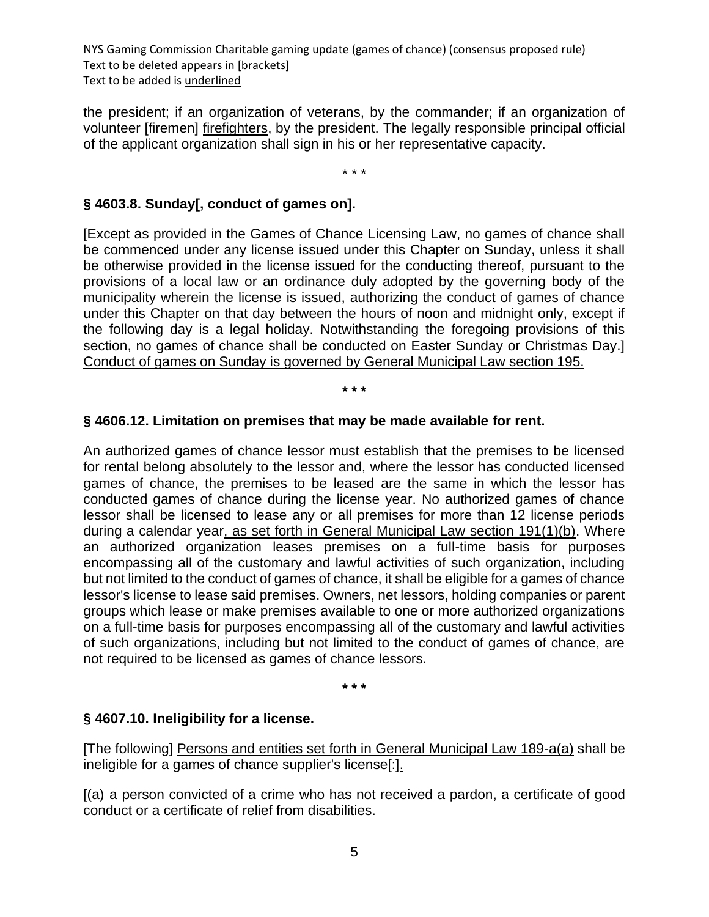the president; if an organization of veterans, by the commander; if an organization of volunteer [firemen] <u>firefighters</u>, by the president. The legally responsible principal official of the applicant organization shall sign in his or her representative capacity.

\* \* \*

**§ 4603.8. Sunday[, conduct of games on].**

[Except as provided in the Games of Chance Licensing Law, no games of chance shall be commenced under any license issued under this Chapter on Sunday, unless it shall be otherwise provided in the license issued for the conducting thereof, pursuant to the provisions of a local law or an ordinance duly adopted by the governing body of the municipality wherein the license is issued, authorizing the conduct of games of chance under this Chapter on that day between the hours of noon and midnight only, except if the following day is a legal holiday. Notwithstanding the foregoing provisions of this section, no games of chance shall be conducted on Easter Sunday or Christmas Day.] <u>Conduct of games on Sunday is governed by General Municipal Law section 195.</u>

\* \* \*

**§ 4606.12. Limitation on premises that may be made available for rent.**

An authorized games of chance lessor must establish that the premises to be licensed for rental belong absolutely to the lessor and, where the lessor has conducted licensed games of chance, the premises to be leased are the same in which the lessor has conducted games of chance during the license year. No authorized games of chance lessor shall be licensed to lease any or all premises for more than 12 license periods during a calendar year<u>, as set forth in General Municipal Law section 191(1)(b)</u>. Where an authorized organization leases premises on a full-time basis for purposes encompassing all of the customary and lawful activities of such organization, including but not limited to the conduct of games of chance, it shall be eligible for a games of chance lessor's license to lease said premises. Owners, net lessors, holding companies or parent groups which lease or make premises available to one or more authorized organizations on a full-time basis for purposes encompassing all of the customary and lawful activities of such organizations, including but not limited to the conduct of games of chance, are not required to be licensed as games of chance lessors.

\* \* \*

**§ 4607.10. Ineligibility for a license.**

[The following] <u>Persons and entities set forth in General Municipal Law 189-a(a)</u> shall be ineligible for a games of chance supplier's license[:]<u>.</u>

[(a) a person convicted of a crime who has not received a pardon, a certificate of good conduct or a certificate of relief from disabilities.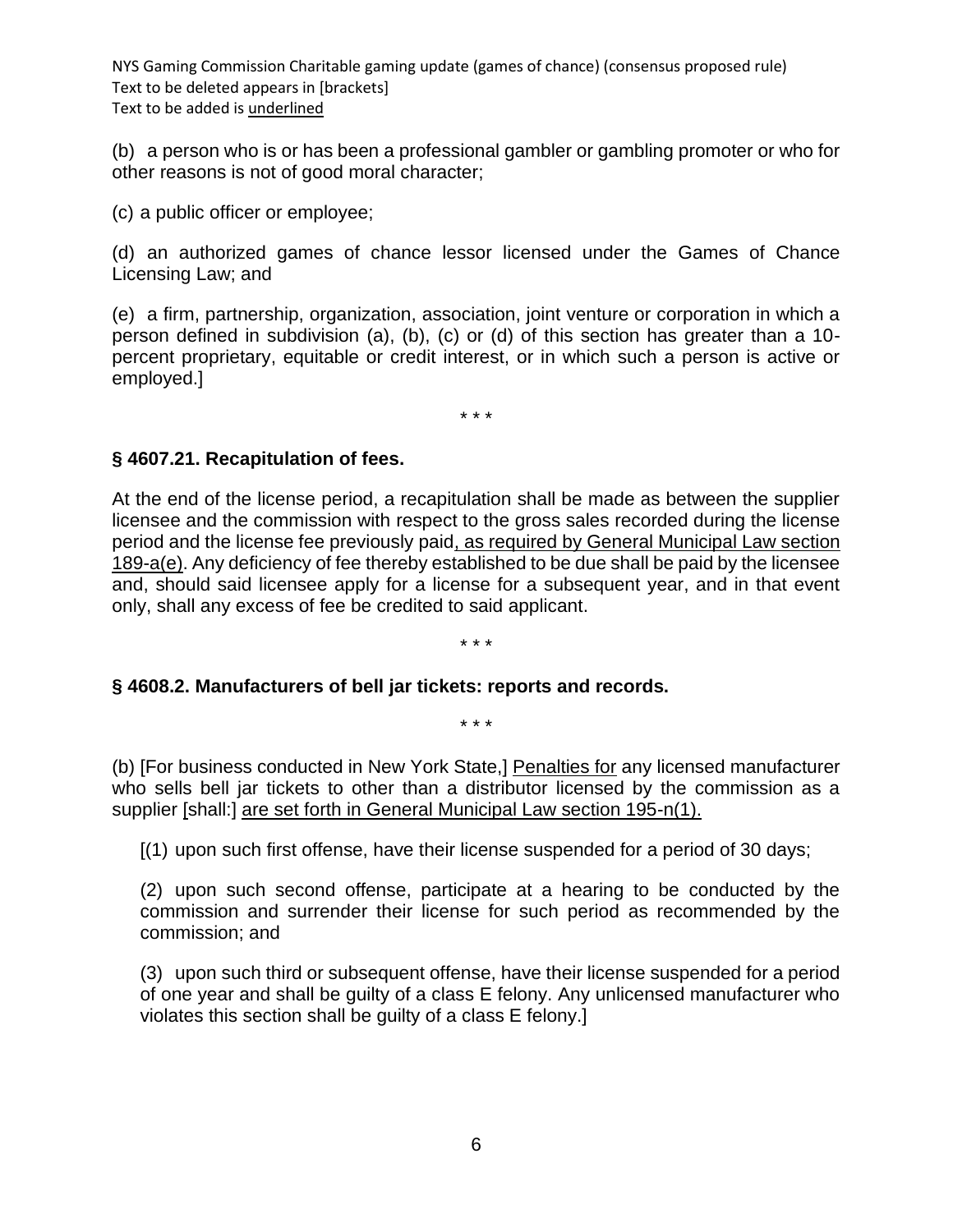(b) a person who is or has been a professional gambler or gambling promoter or who for other reasons is not of good moral character;

(c) a public officer or employee;

(d) an authorized games of chance lessor licensed under the Games of Chance Licensing Law; and

(e) a firm, partnership, organization, association, joint venture or corporation in which a person defined in subdivision (a), (b), (c) or (d) of this section has greater than a 10-percent proprietary, equitable or credit interest, or in which such a person is active or employed.]

\* \* \*

### § 4607.21. Recapitulation of fees.

At the end of the license period, a recapitulation shall be made as between the supplier licensee and the commission with respect to the gross sales recorded during the license period and the license fee previously paid<u>, as required by General Municipal Law section 189-a(e)</u>. Any deficiency of fee thereby established to be due shall be paid by the licensee and, should said licensee apply for a license for a subsequent year, and in that event only, shall any excess of fee be credited to said applicant.

\* \* \*

### § 4608.2. Manufacturers of bell jar tickets: reports and records.

\* \* \*

(b) [For business conducted in New York State,] <u>Penalties for</u> any licensed manufacturer who sells bell jar tickets to other than a distributor licensed by the commission as a supplier [shall:] <u>are set forth in General Municipal Law section 195-n(1).</u>

[(1) upon such first offense, have their license suspended for a period of 30 days;

(2) upon such second offense, participate at a hearing to be conducted by the commission and surrender their license for such period as recommended by the commission; and

(3) upon such third or subsequent offense, have their license suspended for a period of one year and shall be guilty of a class E felony. Any unlicensed manufacturer who violates this section shall be guilty of a class E felony.]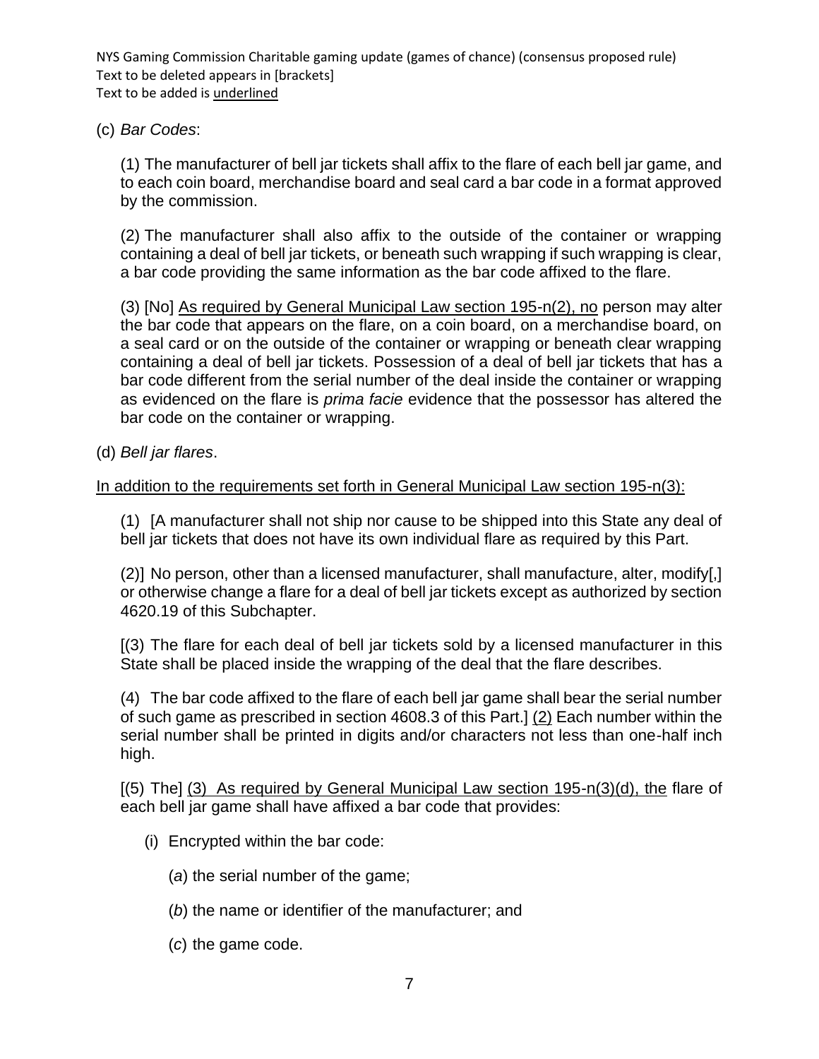(c) *Bar Codes*:

(1) The manufacturer of bell jar tickets shall affix to the flare of each bell jar game, and to each coin board, merchandise board and seal card a bar code in a format approved by the commission.

(2) The manufacturer shall also affix to the outside of the container or wrapping containing a deal of bell jar tickets, or beneath such wrapping if such wrapping is clear, a bar code providing the same information as the bar code affixed to the flare.

(3) [No] <u>As required by General Municipal Law section 195-n(2), no</u> person may alter the bar code that appears on the flare, on a coin board, on a merchandise board, on a seal card or on the outside of the container or wrapping or beneath clear wrapping containing a deal of bell jar tickets. Possession of a deal of bell jar tickets that has a bar code different from the serial number of the deal inside the container or wrapping as evidenced on the flare is *prima facie* evidence that the possessor has altered the bar code on the container or wrapping.

(d) *Bell jar flares*.

<u>In addition to the requirements set forth in General Municipal Law section 195-n(3):</u>

(1) [A manufacturer shall not ship nor cause to be shipped into this State any deal of bell jar tickets that does not have its own individual flare as required by this Part.

(2)] No person, other than a licensed manufacturer, shall manufacture, alter, modify[,] or otherwise change a flare for a deal of bell jar tickets except as authorized by section 4620.19 of this Subchapter.

[(3) The flare for each deal of bell jar tickets sold by a licensed manufacturer in this State shall be placed inside the wrapping of the deal that the flare describes.

(4) The bar code affixed to the flare of each bell jar game shall bear the serial number of such game as prescribed in section 4608.3 of this Part.] <u>(2)</u> Each number within the serial number shall be printed in digits and/or characters not less than one-half inch high.

[(5) The] <u>(3) As required by General Municipal Law section 195-n(3)(d), the</u> flare of each bell jar game shall have affixed a bar code that provides:

(i) Encrypted within the bar code:

(*a*) the serial number of the game;

(*b*) the name or identifier of the manufacturer; and

(*c*) the game code.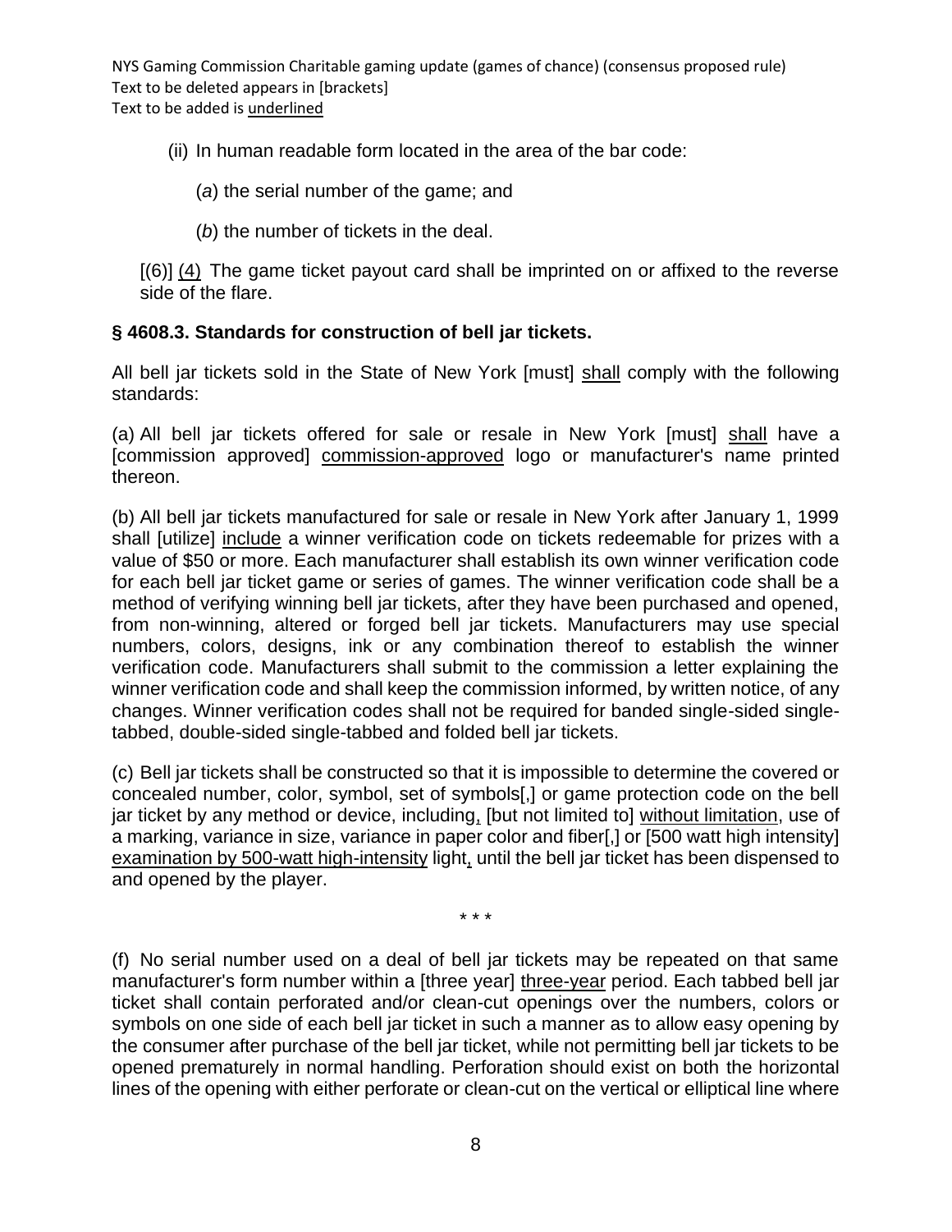(ii) In human readable form located in the area of the bar code:

(*a*) the serial number of the game; and

(*b*) the number of tickets in the deal.

[(6)] <u>(4)</u> The game ticket payout card shall be imprinted on or affixed to the reverse side of the flare.

### § 4608.3. Standards for construction of bell jar tickets.

All bell jar tickets sold in the State of New York [must] <u>shall</u> comply with the following standards:

(a) All bell jar tickets offered for sale or resale in New York [must] <u>shall</u> have a [commission approved] <u>commission-approved</u> logo or manufacturer's name printed thereon.

(b) All bell jar tickets manufactured for sale or resale in New York after January 1, 1999 shall [utilize] <u>include</u> a winner verification code on tickets redeemable for prizes with a value of $50 or more. Each manufacturer shall establish its own winner verification code for each bell jar ticket game or series of games. The winner verification code shall be a method of verifying winning bell jar tickets, after they have been purchased and opened, from non-winning, altered or forged bell jar tickets. Manufacturers may use special numbers, colors, designs, ink or any combination thereof to establish the winner verification code. Manufacturers shall submit to the commission a letter explaining the winner verification code and shall keep the commission informed, by written notice, of any changes. Winner verification codes shall not be required for banded single-sided single-tabbed, double-sided single-tabbed and folded bell jar tickets.

(c) Bell jar tickets shall be constructed so that it is impossible to determine the covered or concealed number, color, symbol, set of symbols[,] or game protection code on the bell jar ticket by any method or device, including<u>,</u> [but not limited to] <u>without limitation</u>, use of a marking, variance in size, variance in paper color and fiber[,] or [500 watt high intensity] <u>examination by 500-watt high-intensity</u> light<u>,</u> until the bell jar ticket has been dispensed to and opened by the player.

\* \* \*

(f) No serial number used on a deal of bell jar tickets may be repeated on that same manufacturer's form number within a [three year] <u>three-year</u> period. Each tabbed bell jar ticket shall contain perforated and/or clean-cut openings over the numbers, colors or symbols on one side of each bell jar ticket in such a manner as to allow easy opening by the consumer after purchase of the bell jar ticket, while not permitting bell jar tickets to be opened prematurely in normal handling. Perforation should exist on both the horizontal lines of the opening with either perforate or clean-cut on the vertical or elliptical line where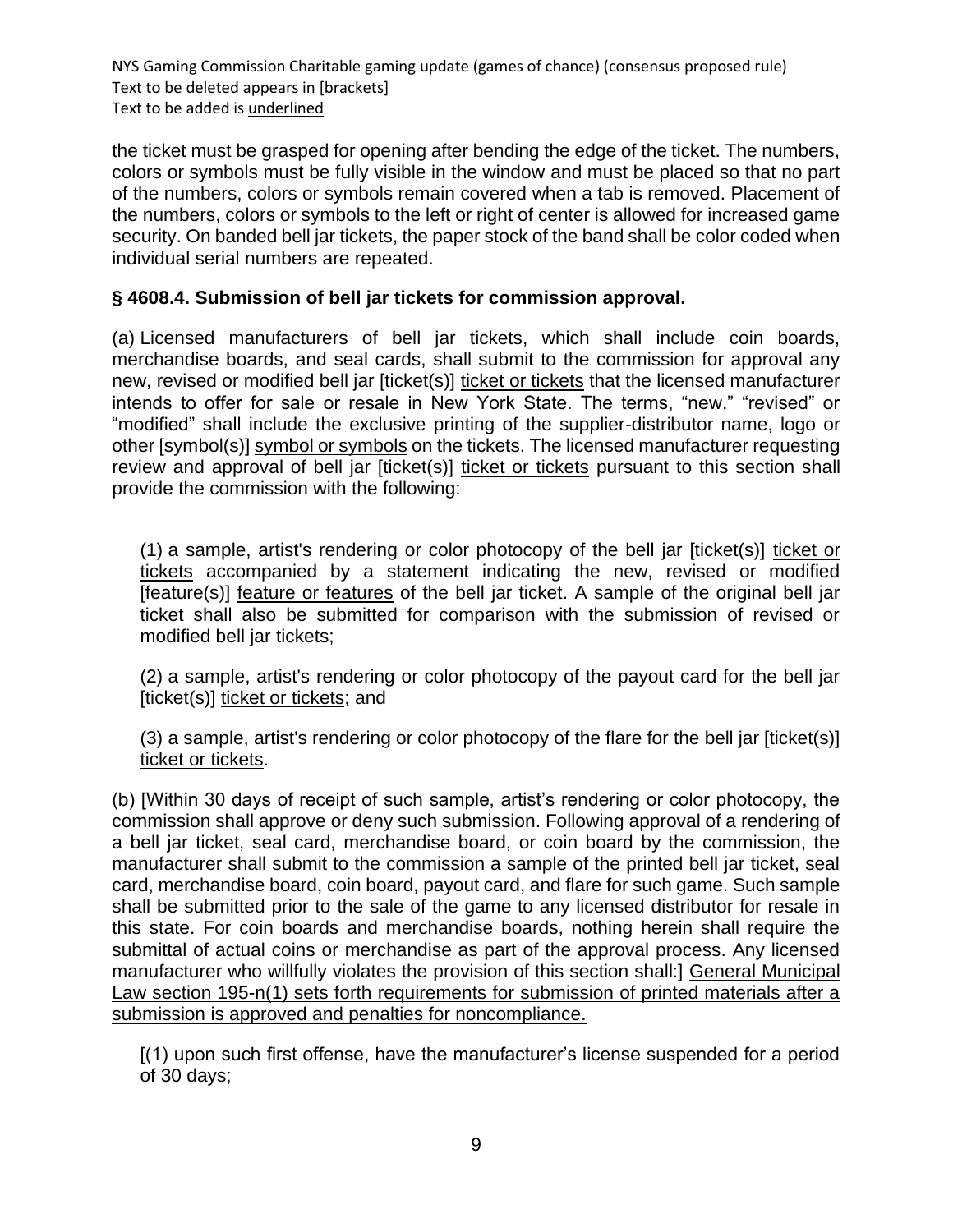the ticket must be grasped for opening after bending the edge of the ticket. The numbers, colors or symbols must be fully visible in the window and must be placed so that no part of the numbers, colors or symbols remain covered when a tab is removed. Placement of the numbers, colors or symbols to the left or right of center is allowed for increased game security. On banded bell jar tickets, the paper stock of the band shall be color coded when individual serial numbers are repeated.

### § 4608.4. Submission of bell jar tickets for commission approval.

(a) Licensed manufacturers of bell jar tickets, which shall include coin boards, merchandise boards, and seal cards, shall submit to the commission for approval any new, revised or modified bell jar [ticket(s)] <u>ticket or tickets</u> that the licensed manufacturer intends to offer for sale or resale in New York State. The terms, “new,” “revised” or “modified” shall include the exclusive printing of the supplier-distributor name, logo or other [symbol(s)] <u>symbol or symbols</u> on the tickets. The licensed manufacturer requesting review and approval of bell jar [ticket(s)] <u>ticket or tickets</u> pursuant to this section shall provide the commission with the following:

(1) a sample, artist's rendering or color photocopy of the bell jar [ticket(s)] <u>ticket or tickets</u> accompanied by a statement indicating the new, revised or modified [feature(s)] <u>feature or features</u> of the bell jar ticket. A sample of the original bell jar ticket shall also be submitted for comparison with the submission of revised or modified bell jar tickets;

(2) a sample, artist's rendering or color photocopy of the payout card for the bell jar [ticket(s)] <u>ticket or tickets</u>; and

(3) a sample, artist's rendering or color photocopy of the flare for the bell jar [ticket(s)] <u>ticket or tickets</u>.

(b) [Within 30 days of receipt of such sample, artist’s rendering or color photocopy, the commission shall approve or deny such submission. Following approval of a rendering of a bell jar ticket, seal card, merchandise board, or coin board by the commission, the manufacturer shall submit to the commission a sample of the printed bell jar ticket, seal card, merchandise board, coin board, payout card, and flare for such game. Such sample shall be submitted prior to the sale of the game to any licensed distributor for resale in this state. For coin boards and merchandise boards, nothing herein shall require the submittal of actual coins or merchandise as part of the approval process. Any licensed manufacturer who willfully violates the provision of this section shall:] <u>General Municipal Law section 195-n(1) sets forth requirements for submission of printed materials after a submission is approved and penalties for noncompliance.</u>

[(1) upon such first offense, have the manufacturer’s license suspended for a period of 30 days;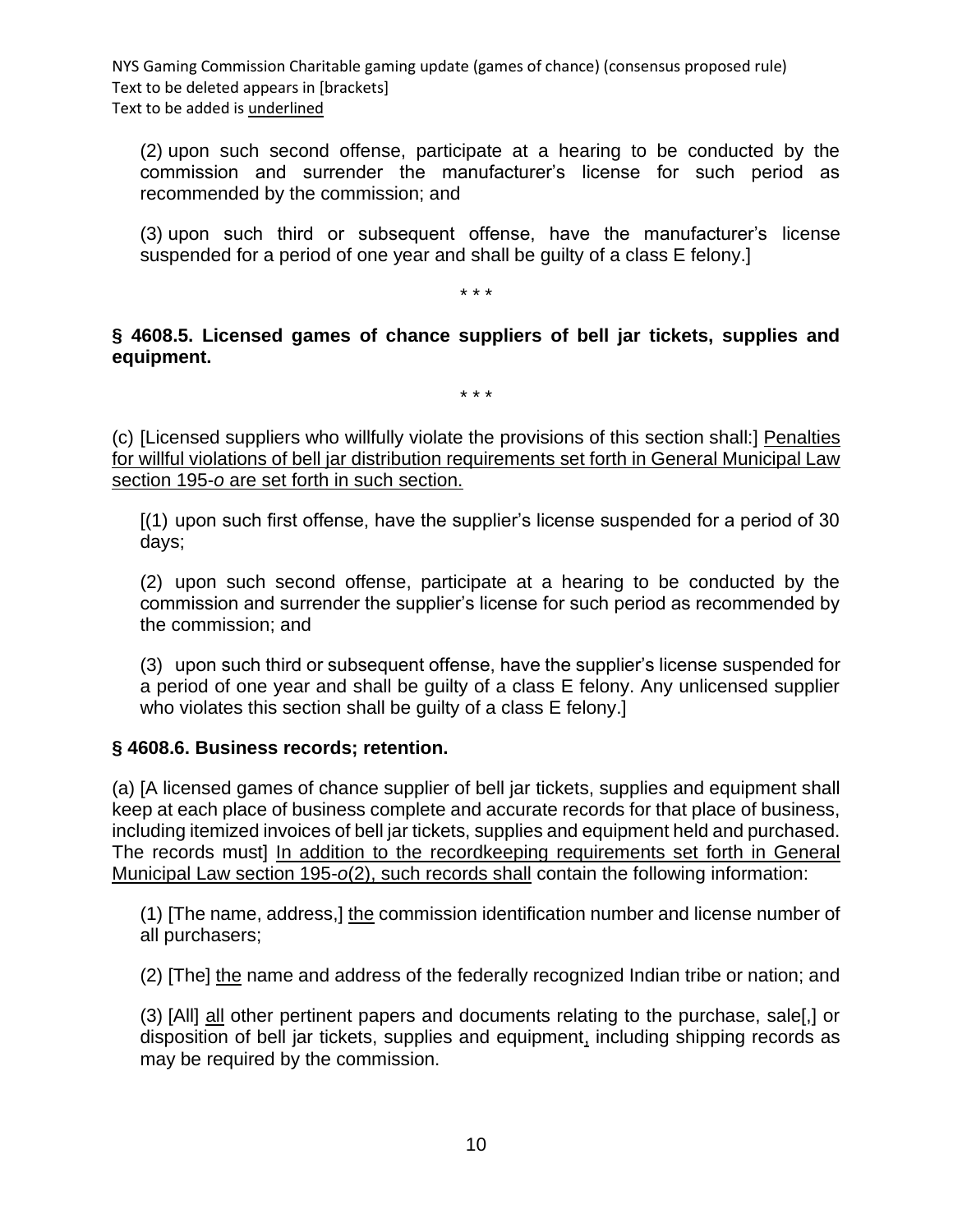(2) upon such second offense, participate at a hearing to be conducted by the commission and surrender the manufacturer's license for such period as recommended by the commission; and

(3) upon such third or subsequent offense, have the manufacturer's license suspended for a period of one year and shall be guilty of a class E felony.]

\* \* \*

**§ 4608.5. Licensed games of chance suppliers of bell jar tickets, supplies and equipment.**

\* \* \*

(c) [Licensed suppliers who willfully violate the provisions of this section shall:] <u>Penalties for willful violations of bell jar distribution requirements set forth in General Municipal Law section 195-*o* are set forth in such section.</u>

[(1) upon such first offense, have the supplier's license suspended for a period of 30 days;

(2) upon such second offense, participate at a hearing to be conducted by the commission and surrender the supplier's license for such period as recommended by the commission; and

(3) upon such third or subsequent offense, have the supplier's license suspended for a period of one year and shall be guilty of a class E felony. Any unlicensed supplier who violates this section shall be guilty of a class E felony.]

**§ 4608.6. Business records; retention.**

(a) [A licensed games of chance supplier of bell jar tickets, supplies and equipment shall keep at each place of business complete and accurate records for that place of business, including itemized invoices of bell jar tickets, supplies and equipment held and purchased. The records must] <u>In addition to the recordkeeping requirements set forth in General Municipal Law section 195-*o*(2), such records shall</u> contain the following information:

(1) [The name, address,] <u>the</u> commission identification number and license number of all purchasers;

(2) [The] <u>the</u> name and address of the federally recognized Indian tribe or nation; and

(3) [All] <u>all</u> other pertinent papers and documents relating to the purchase, sale[,] or disposition of bell jar tickets, supplies and equipment<u>,</u> including shipping records as may be required by the commission.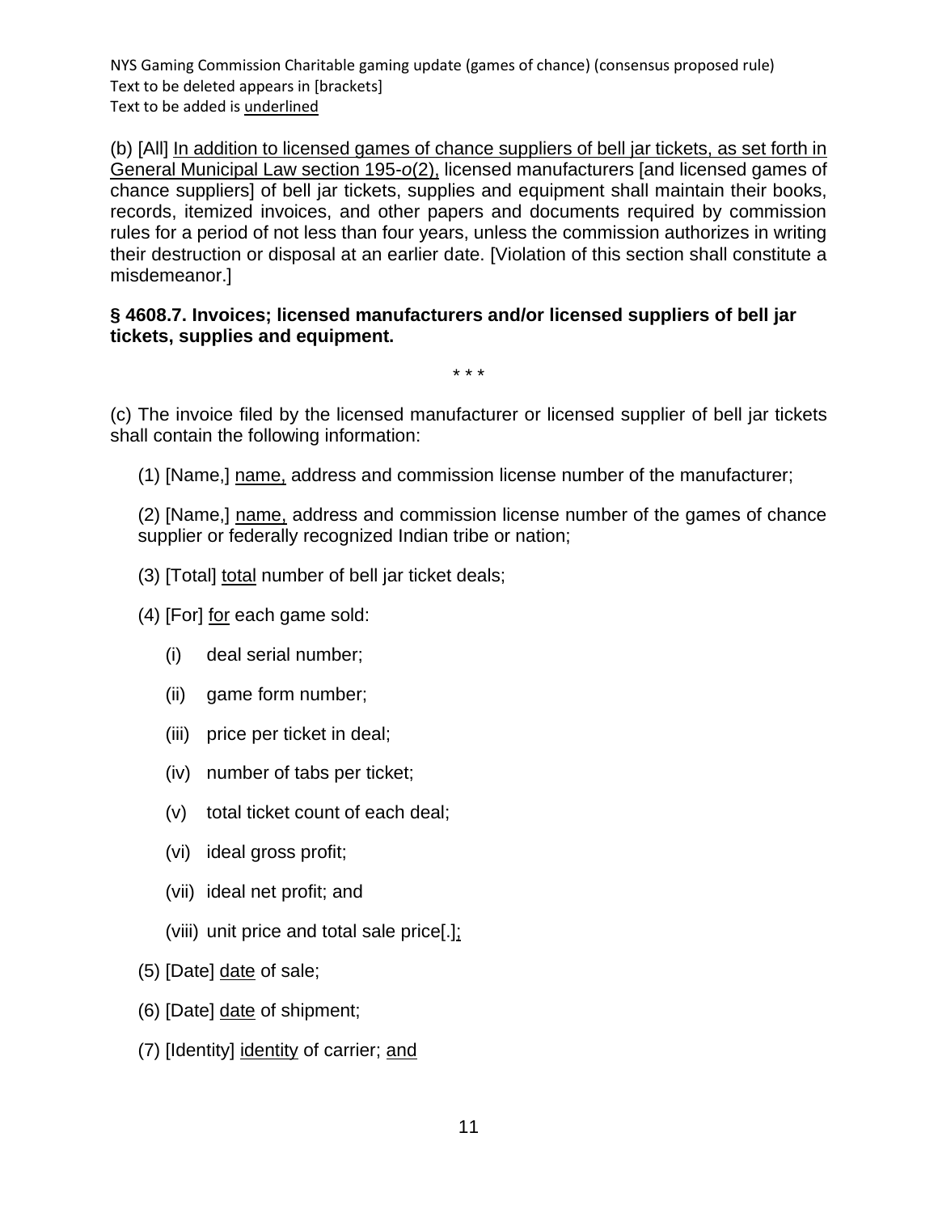NYS Gaming Commission Charitable gaming update (games of chance) (consensus proposed rule)
Text to be deleted appears in [brackets]
Text to be added is <u>underlined</u>

(b) [All] <u>In addition to licensed games of chance suppliers of bell jar tickets, as set forth in General Municipal Law section 195-*o*(2),</u> licensed manufacturers [and licensed games of chance suppliers] of bell jar tickets, supplies and equipment shall maintain their books, records, itemized invoices, and other papers and documents required by commission rules for a period of not less than four years, unless the commission authorizes in writing their destruction or disposal at an earlier date. [Violation of this section shall constitute a misdemeanor.]

**§ 4608.7. Invoices; licensed manufacturers and/or licensed suppliers of bell jar tickets, supplies and equipment.**

\* \* \*

(c) The invoice filed by the licensed manufacturer or licensed supplier of bell jar tickets shall contain the following information:

(1) [Name,] <u>name,</u> address and commission license number of the manufacturer;

(2) [Name,] <u>name,</u> address and commission license number of the games of chance supplier or federally recognized Indian tribe or nation;

(3) [Total] <u>total</u> number of bell jar ticket deals;

(4) [For] <u>for</u> each game sold:

(i) deal serial number;

(ii) game form number;

(iii) price per ticket in deal;

(iv) number of tabs per ticket;

(v) total ticket count of each deal;

(vi) ideal gross profit;

(vii) ideal net profit; and

(viii) unit price and total sale price[.]<u>;</u>

(5) [Date] <u>date</u> of sale;

(6) [Date] <u>date</u> of shipment;

(7) [Identity] <u>identity</u> of carrier; <u>and</u>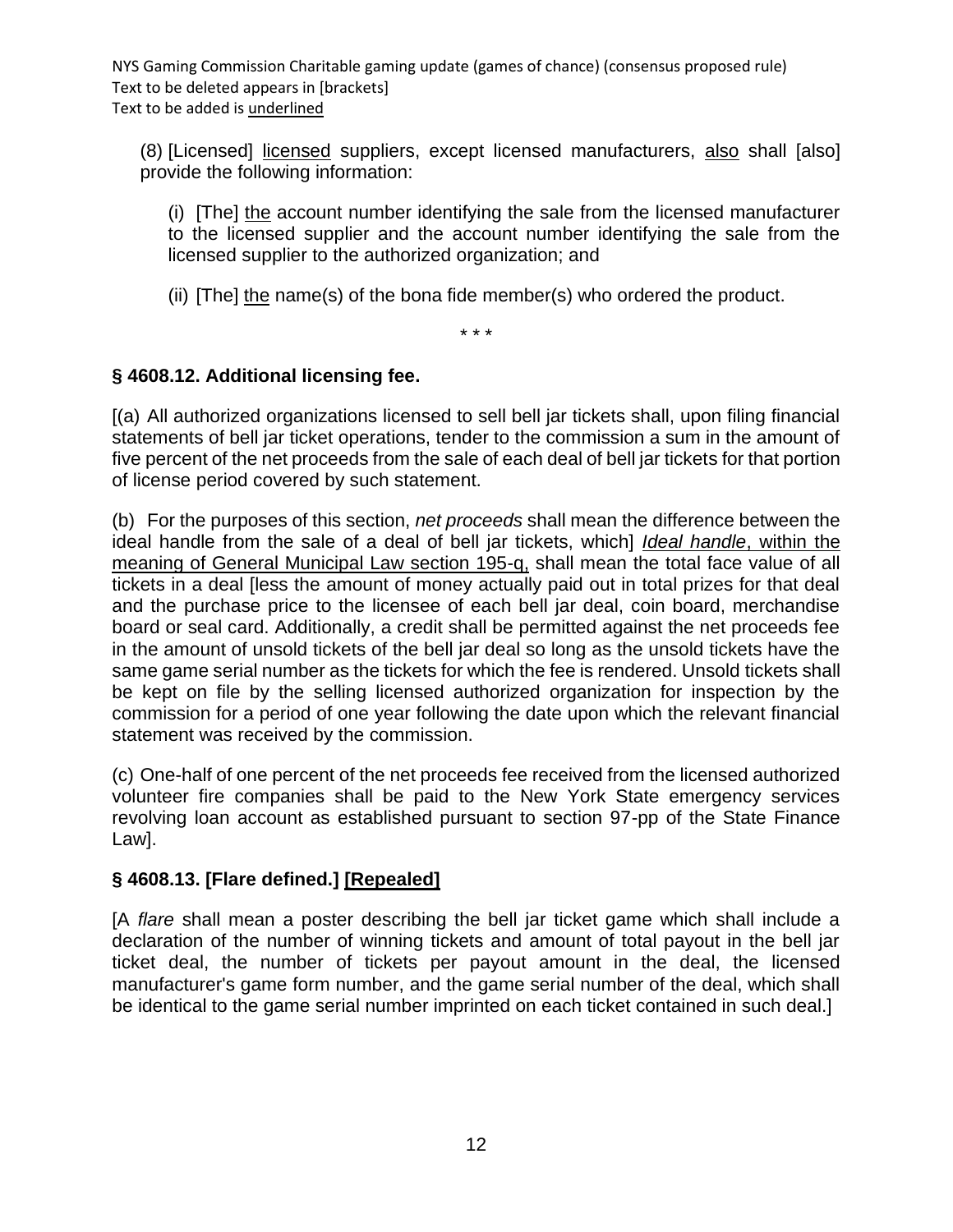(8) [Licensed] <u>licensed</u> suppliers, except licensed manufacturers, <u>also</u> shall [also] provide the following information:

(i) [The] <u>the</u> account number identifying the sale from the licensed manufacturer to the licensed supplier and the account number identifying the sale from the licensed supplier to the authorized organization; and

(ii) [The] <u>the</u> name(s) of the bona fide member(s) who ordered the product.

\* \* \*

### § 4608.12. Additional licensing fee.

[(a) All authorized organizations licensed to sell bell jar tickets shall, upon filing financial statements of bell jar ticket operations, tender to the commission a sum in the amount of five percent of the net proceeds from the sale of each deal of bell jar tickets for that portion of license period covered by such statement.

(b) For the purposes of this section, *net proceeds* shall mean the difference between the ideal handle from the sale of a deal of bell jar tickets, which] <u>*Ideal handle*, within the meaning of General Municipal Law section 195-q,</u> shall mean the total face value of all tickets in a deal [less the amount of money actually paid out in total prizes for that deal and the purchase price to the licensee of each bell jar deal, coin board, merchandise board or seal card. Additionally, a credit shall be permitted against the net proceeds fee in the amount of unsold tickets of the bell jar deal so long as the unsold tickets have the same game serial number as the tickets for which the fee is rendered. Unsold tickets shall be kept on file by the selling licensed authorized organization for inspection by the commission for a period of one year following the date upon which the relevant financial statement was received by the commission.

(c) One-half of one percent of the net proceeds fee received from the licensed authorized volunteer fire companies shall be paid to the New York State emergency services revolving loan account as established pursuant to section 97-pp of the State Finance Law].

### § 4608.13. [Flare defined.] <u>[Repealed]</u>

[A *flare* shall mean a poster describing the bell jar ticket game which shall include a declaration of the number of winning tickets and amount of total payout in the bell jar ticket deal, the number of tickets per payout amount in the deal, the licensed manufacturer's game form number, and the game serial number of the deal, which shall be identical to the game serial number imprinted on each ticket contained in such deal.]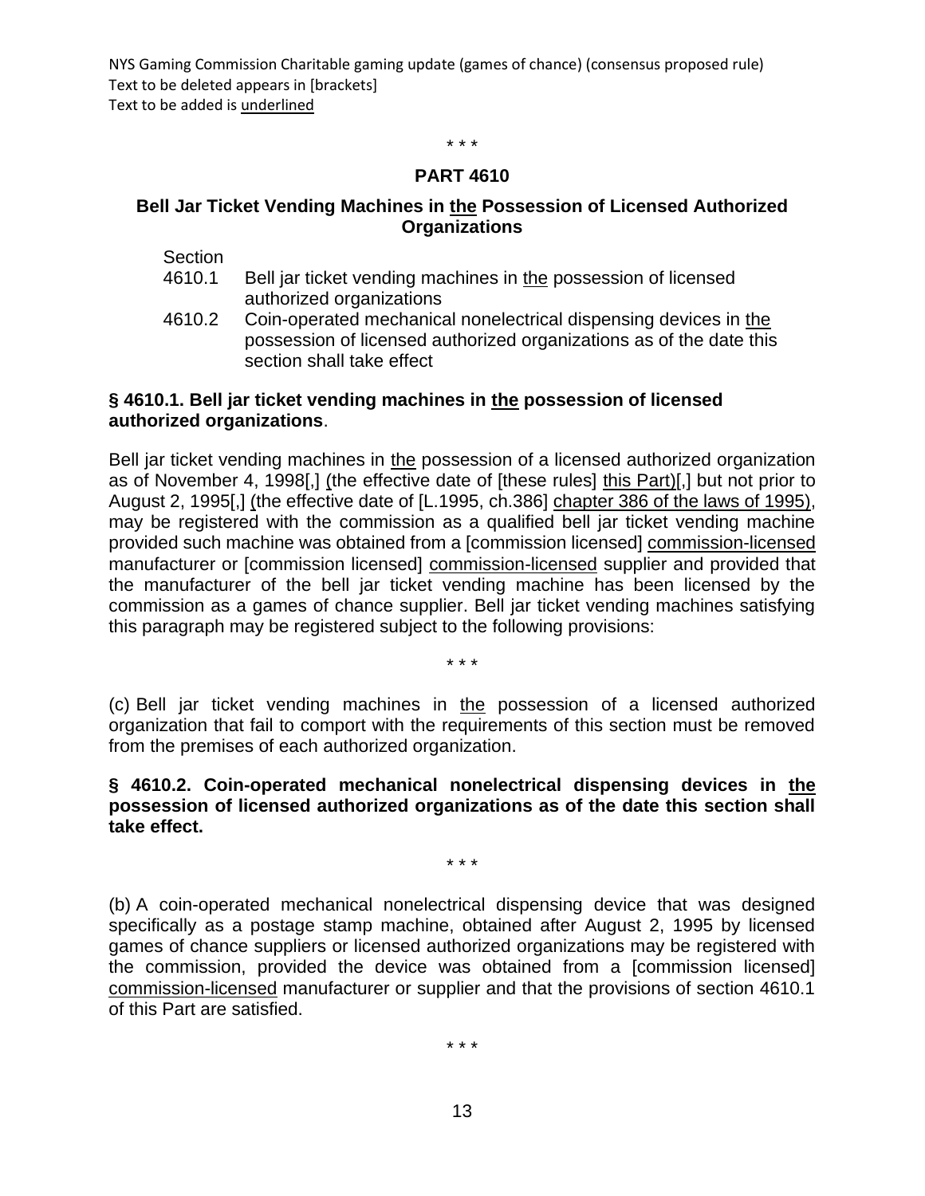\* \* \*

## PART 4610

### Bell Jar Ticket Vending Machines in <u>the</u> Possession of Licensed Authorized Organizations

Section

4610.1 Bell jar ticket vending machines in <u>the</u> possession of licensed authorized organizations

4610.2 Coin-operated mechanical nonelectrical dispensing devices in <u>the</u> possession of licensed authorized organizations as of the date this section shall take effect

**§ 4610.1. Bell jar ticket vending machines in <u>the</u> possession of licensed authorized organizations**.

Bell jar ticket vending machines in <u>the</u> possession of a licensed authorized organization as of November 4, 1998[,] <u>(</u>the effective date of [these rules] <u>this Part)</u>[,] but not prior to August 2, 1995[,] <u>(</u>the effective date of [L.1995, ch.386] <u>chapter 386 of the laws of 1995)</u>, may be registered with the commission as a qualified bell jar ticket vending machine provided such machine was obtained from a [commission licensed] <u>commission-licensed</u> manufacturer or [commission licensed] <u>commission-licensed</u> supplier and provided that the manufacturer of the bell jar ticket vending machine has been licensed by the commission as a games of chance supplier. Bell jar ticket vending machines satisfying this paragraph may be registered subject to the following provisions:

\* \* \*

(c) Bell jar ticket vending machines in <u>the</u> possession of a licensed authorized organization that fail to comport with the requirements of this section must be removed from the premises of each authorized organization.

**§ 4610.2. Coin-operated mechanical nonelectrical dispensing devices in <u>the</u> possession of licensed authorized organizations as of the date this section shall take effect.**

\* \* \*

(b) A coin-operated mechanical nonelectrical dispensing device that was designed specifically as a postage stamp machine, obtained after August 2, 1995 by licensed games of chance suppliers or licensed authorized organizations may be registered with the commission, provided the device was obtained from a [commission licensed] <u>commission-licensed</u> manufacturer or supplier and that the provisions of section 4610.1 of this Part are satisfied.

\* \* \*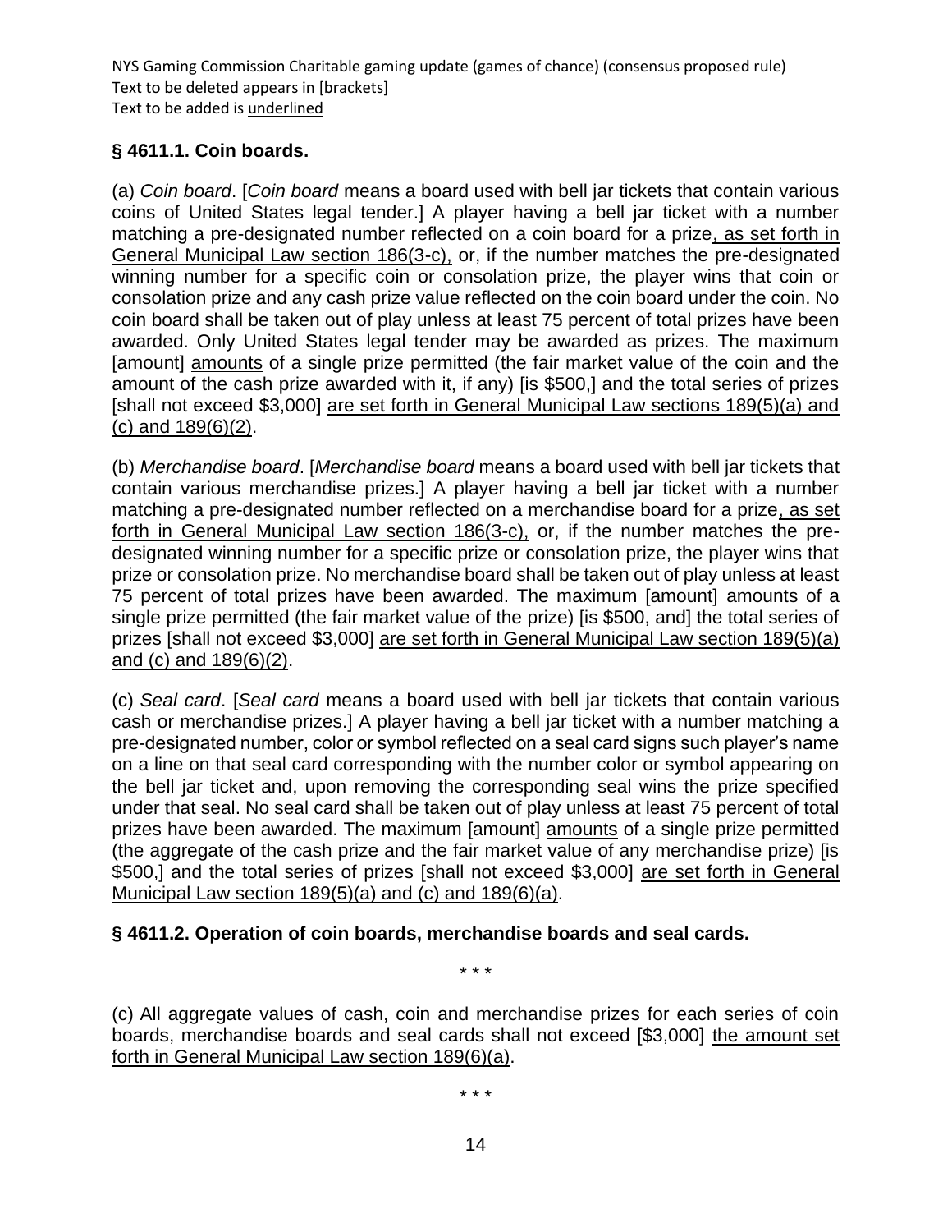### § 4611.1. Coin boards.

(a) *Coin board*. [*Coin board* means a board used with bell jar tickets that contain various coins of United States legal tender.] A player having a bell jar ticket with a number matching a pre-designated number reflected on a coin board for a prize<u>, as set forth in General Municipal Law section 186(3-c),</u> or, if the number matches the pre-designated winning number for a specific coin or consolation prize, the player wins that coin or consolation prize and any cash prize value reflected on the coin board under the coin. No coin board shall be taken out of play unless at least 75 percent of total prizes have been awarded. Only United States legal tender may be awarded as prizes. The maximum [amount] <u>amounts</u> of a single prize permitted (the fair market value of the coin and the amount of the cash prize awarded with it, if any) [is $500,] and the total series of prizes [shall not exceed $3,000] <u>are set forth in General Municipal Law sections 189(5)(a) and (c) and 189(6)(2)</u>.

(b) *Merchandise board*. [*Merchandise board* means a board used with bell jar tickets that contain various merchandise prizes.] A player having a bell jar ticket with a number matching a pre-designated number reflected on a merchandise board for a prize<u>, as set forth in General Municipal Law section 186(3-c),</u> or, if the number matches the pre-designated winning number for a specific prize or consolation prize, the player wins that prize or consolation prize. No merchandise board shall be taken out of play unless at least 75 percent of total prizes have been awarded. The maximum [amount] <u>amounts</u> of a single prize permitted (the fair market value of the prize) [is $500, and] the total series of prizes [shall not exceed $3,000] <u>are set forth in General Municipal Law section 189(5)(a) and (c) and 189(6)(2)</u>.

(c) *Seal card*. [*Seal card* means a board used with bell jar tickets that contain various cash or merchandise prizes.] A player having a bell jar ticket with a number matching a pre-designated number, color or symbol reflected on a seal card signs such player's name on a line on that seal card corresponding with the number color or symbol appearing on the bell jar ticket and, upon removing the corresponding seal wins the prize specified under that seal. No seal card shall be taken out of play unless at least 75 percent of total prizes have been awarded. The maximum [amount] <u>amounts</u> of a single prize permitted (the aggregate of the cash prize and the fair market value of any merchandise prize) [is $500,] and the total series of prizes [shall not exceed $3,000] <u>are set forth in General Municipal Law section 189(5)(a) and (c) and 189(6)(a)</u>.

### § 4611.2. Operation of coin boards, merchandise boards and seal cards.

\* \* \*

(c) All aggregate values of cash, coin and merchandise prizes for each series of coin boards, merchandise boards and seal cards shall not exceed [$3,000] <u>the amount set forth in General Municipal Law section 189(6)(a)</u>.

\* \* \*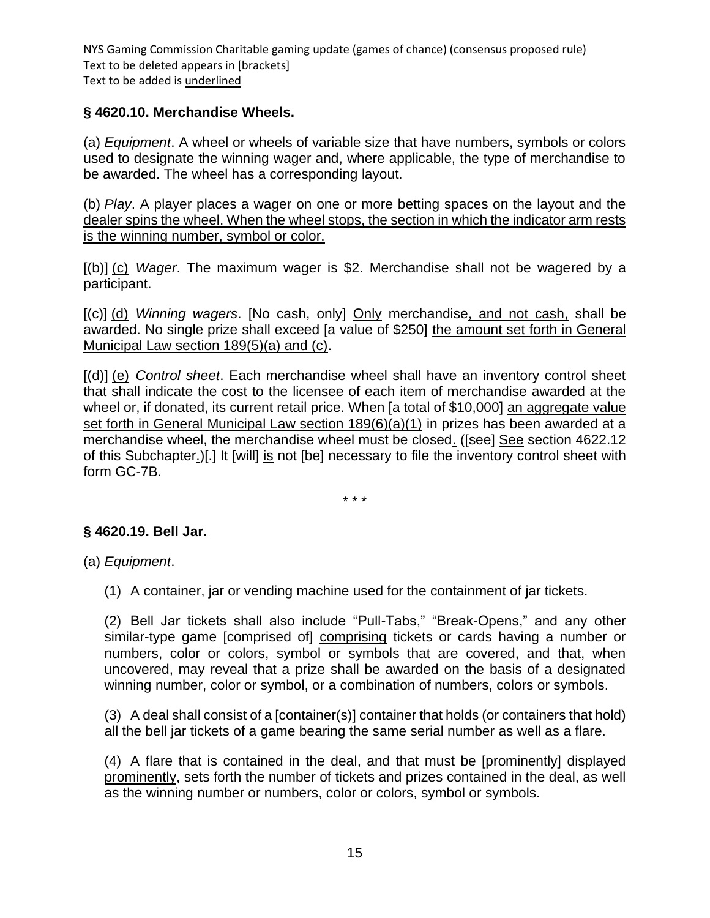### § 4620.10. Merchandise Wheels.

(a) *Equipment*. A wheel or wheels of variable size that have numbers, symbols or colors used to designate the winning wager and, where applicable, the type of merchandise to be awarded. The wheel has a corresponding layout.

<u>(b) *Play*. A player places a wager on one or more betting spaces on the layout and the dealer spins the wheel. When the wheel stops, the section in which the indicator arm rests is the winning number, symbol or color.</u>

[(b)] <u>(c)</u> *Wager*. The maximum wager is $2. Merchandise shall not be wagered by a participant.

[(c)] <u>(d)</u> *Winning wagers*. [No cash, only] <u>Only</u> merchandise<u>, and not cash,</u> shall be awarded. No single prize shall exceed [a value of $250] <u>the amount set forth in General Municipal Law section 189(5)(a) and (c)</u>.

[(d)] <u>(e)</u> *Control sheet*. Each merchandise wheel shall have an inventory control sheet that shall indicate the cost to the licensee of each item of merchandise awarded at the wheel or, if donated, its current retail price. When [a total of $10,000] <u>an aggregate value set forth in General Municipal Law section 189(6)(a)(1)</u> in prizes has been awarded at a merchandise wheel, the merchandise wheel must be closed<u>.</u> ([see] <u>See</u> section 4622.12 of this Subchapter<u>.</u>)[.] It [will] <u>is</u> not [be] necessary to file the inventory control sheet with form GC-7B.

\* \* \*

### § 4620.19. Bell Jar.

(a) *Equipment*.

(1) A container, jar or vending machine used for the containment of jar tickets.

(2) Bell Jar tickets shall also include "Pull-Tabs," "Break-Opens," and any other similar-type game [comprised of] <u>comprising</u> tickets or cards having a number or numbers, color or colors, symbol or symbols that are covered, and that, when uncovered, may reveal that a prize shall be awarded on the basis of a designated winning number, color or symbol, or a combination of numbers, colors or symbols.

(3) A deal shall consist of a [container(s)] <u>container</u> that holds <u>(or containers that hold)</u> all the bell jar tickets of a game bearing the same serial number as well as a flare.

(4) A flare that is contained in the deal, and that must be [prominently] displayed <u>prominently</u>, sets forth the number of tickets and prizes contained in the deal, as well as the winning number or numbers, color or colors, symbol or symbols.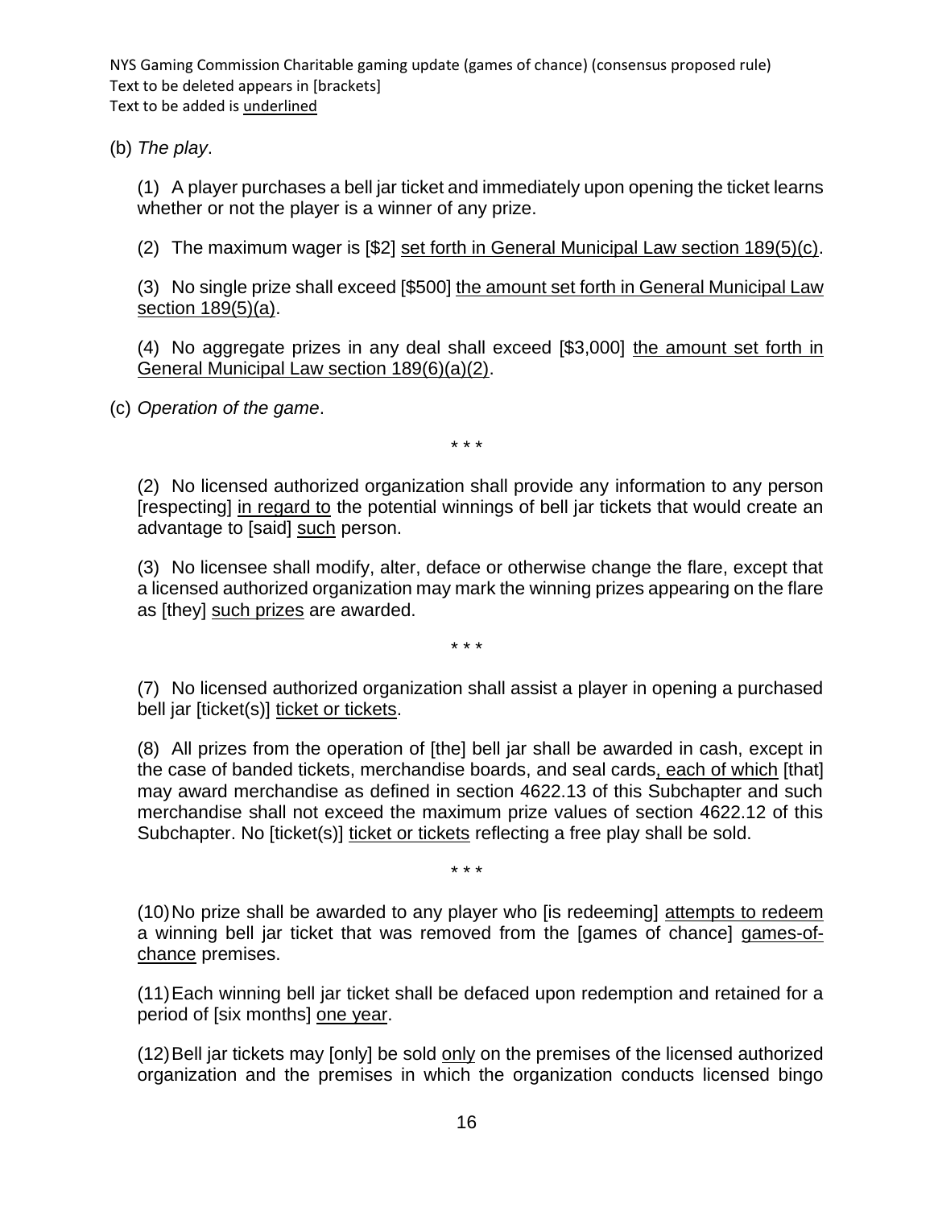(b) *The play*.

(1) A player purchases a bell jar ticket and immediately upon opening the ticket learns whether or not the player is a winner of any prize.

(2) The maximum wager is [$2] <u>set forth in General Municipal Law section 189(5)(c)</u>.

(3) No single prize shall exceed [$500] <u>the amount set forth in General Municipal Law section 189(5)(a)</u>.

(4) No aggregate prizes in any deal shall exceed [$3,000] <u>the amount set forth in General Municipal Law section 189(6)(a)(2)</u>.

(c) *Operation of the game*.

\* \* \*

(2) No licensed authorized organization shall provide any information to any person [respecting] <u>in regard to</u> the potential winnings of bell jar tickets that would create an advantage to [said] <u>such</u> person.

(3) No licensee shall modify, alter, deface or otherwise change the flare, except that a licensed authorized organization may mark the winning prizes appearing on the flare as [they] <u>such prizes</u> are awarded.

\* \* \*

(7) No licensed authorized organization shall assist a player in opening a purchased bell jar [ticket(s)] <u>ticket or tickets</u>.

(8) All prizes from the operation of [the] bell jar shall be awarded in cash, except in the case of banded tickets, merchandise boards, and seal cards<u>, each of which</u> [that] may award merchandise as defined in section 4622.13 of this Subchapter and such merchandise shall not exceed the maximum prize values of section 4622.12 of this Subchapter. No [ticket(s)] <u>ticket or tickets</u> reflecting a free play shall be sold.

\* \* \*

(10) No prize shall be awarded to any player who [is redeeming] <u>attempts to redeem</u> a winning bell jar ticket that was removed from the [games of chance] <u>games-of-chance</u> premises.

(11) Each winning bell jar ticket shall be defaced upon redemption and retained for a period of [six months] <u>one year</u>.

(12) Bell jar tickets may [only] be sold <u>only</u> on the premises of the licensed authorized organization and the premises in which the organization conducts licensed bingo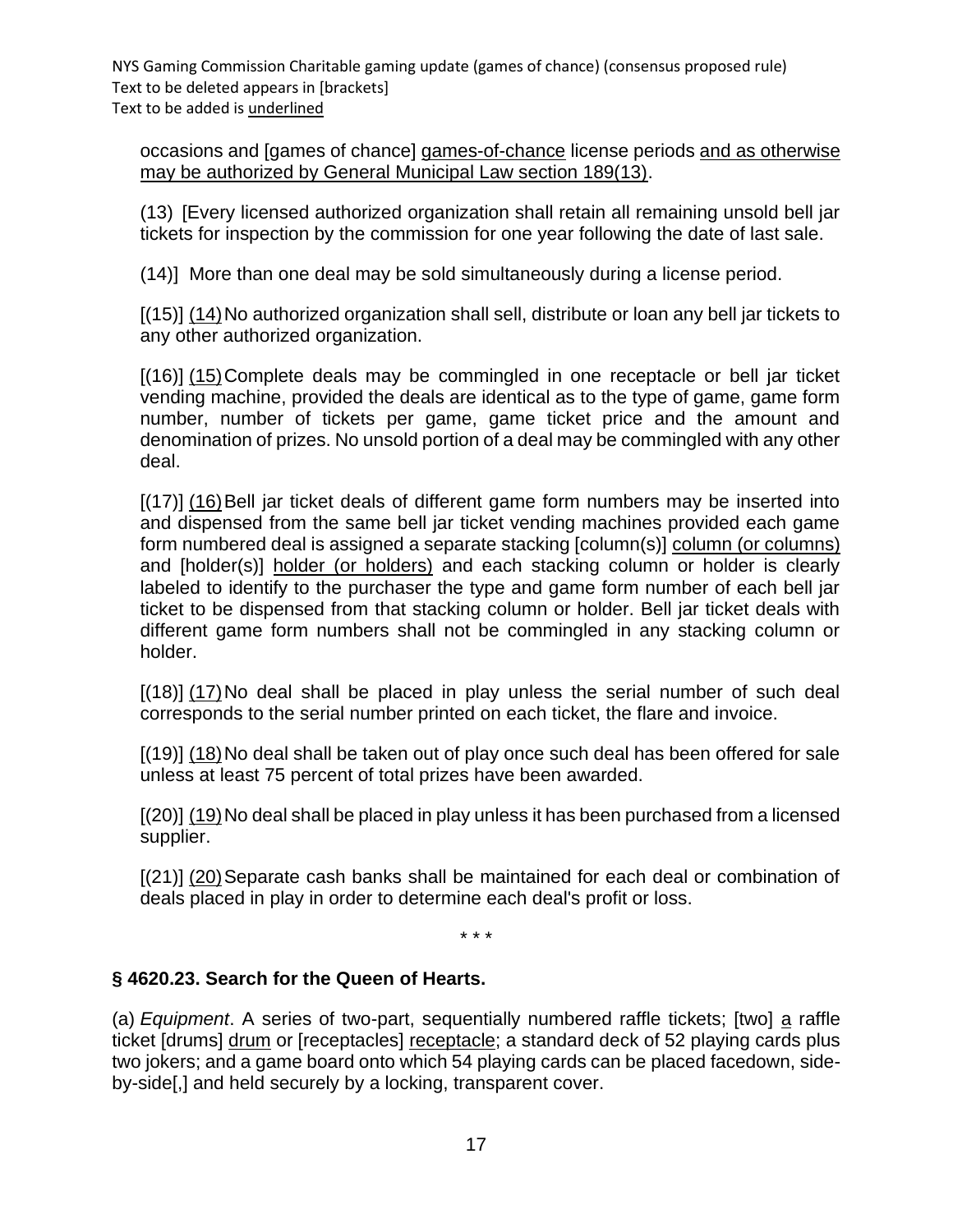occasions and [games of chance] <u>games-of-chance</u> license periods <u>and as otherwise may be authorized by General Municipal Law section 189(13)</u>.

(13) [Every licensed authorized organization shall retain all remaining unsold bell jar tickets for inspection by the commission for one year following the date of last sale.

(14)] More than one deal may be sold simultaneously during a license period.

[(15)] <u>(14)</u> No authorized organization shall sell, distribute or loan any bell jar tickets to any other authorized organization.

[(16)] <u>(15)</u> Complete deals may be commingled in one receptacle or bell jar ticket vending machine, provided the deals are identical as to the type of game, game form number, number of tickets per game, game ticket price and the amount and denomination of prizes. No unsold portion of a deal may be commingled with any other deal.

[(17)] <u>(16)</u> Bell jar ticket deals of different game form numbers may be inserted into and dispensed from the same bell jar ticket vending machines provided each game form numbered deal is assigned a separate stacking [column(s)] <u>column (or columns)</u> and [holder(s)] <u>holder (or holders)</u> and each stacking column or holder is clearly labeled to identify to the purchaser the type and game form number of each bell jar ticket to be dispensed from that stacking column or holder. Bell jar ticket deals with different game form numbers shall not be commingled in any stacking column or holder.

[(18)] <u>(17)</u> No deal shall be placed in play unless the serial number of such deal corresponds to the serial number printed on each ticket, the flare and invoice.

[(19)] <u>(18)</u> No deal shall be taken out of play once such deal has been offered for sale unless at least 75 percent of total prizes have been awarded.

[(20)] <u>(19)</u> No deal shall be placed in play unless it has been purchased from a licensed supplier.

[(21)] <u>(20)</u> Separate cash banks shall be maintained for each deal or combination of deals placed in play in order to determine each deal's profit or loss.

\* \* \*

**§ 4620.23. Search for the Queen of Hearts.**

(a) *Equipment*. A series of two-part, sequentially numbered raffle tickets; [two] <u>a</u> raffle ticket [drums] <u>drum</u> or [receptacles] <u>receptacle</u>; a standard deck of 52 playing cards plus two jokers; and a game board onto which 54 playing cards can be placed facedown, side-by-side[,] and held securely by a locking, transparent cover.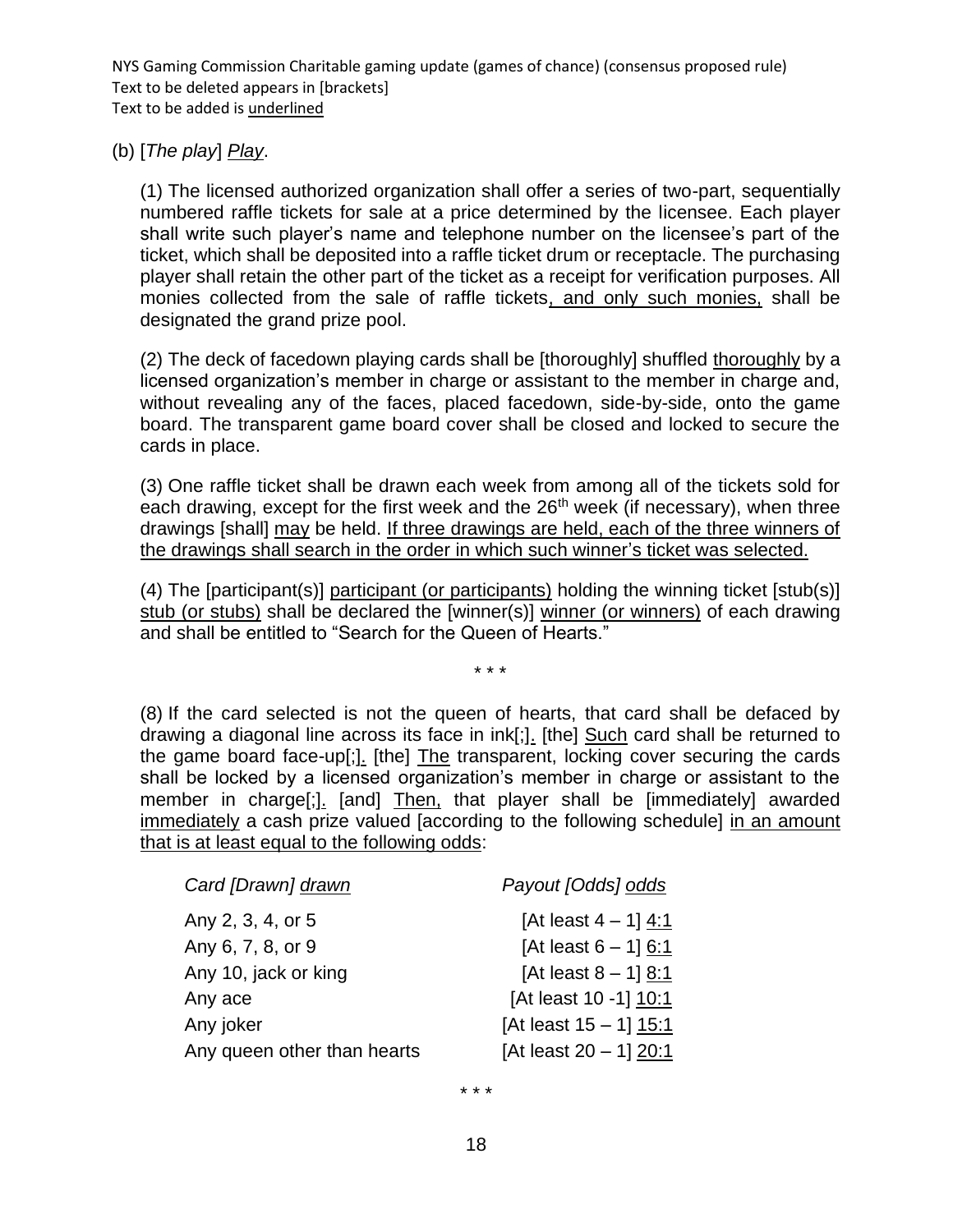NYS Gaming Commission Charitable gaming update (games of chance) (consensus proposed rule)
Text to be deleted appears in [brackets]
Text to be added is <u>underlined</u>

(b) [*The play*] <u>*Play*</u>.

(1) The licensed authorized organization shall offer a series of two-part, sequentially numbered raffle tickets for sale at a price determined by the licensee. Each player shall write such player's name and telephone number on the licensee's part of the ticket, which shall be deposited into a raffle ticket drum or receptacle. The purchasing player shall retain the other part of the ticket as a receipt for verification purposes. All monies collected from the sale of raffle tickets<u>, and only such monies,</u> shall be designated the grand prize pool.

(2) The deck of facedown playing cards shall be [thoroughly] shuffled <u>thoroughly</u> by a licensed organization's member in charge or assistant to the member in charge and, without revealing any of the faces, placed facedown, side-by-side, onto the game board. The transparent game board cover shall be closed and locked to secure the cards in place.

(3) One raffle ticket shall be drawn each week from among all of the tickets sold for each drawing, except for the first week and the 26th week (if necessary), when three drawings [shall] <u>may</u> be held. <u>If three drawings are held, each of the three winners of the drawings shall search in the order in which such winner's ticket was selected.</u>

(4) The [participant(s)] <u>participant (or participants)</u> holding the winning ticket [stub(s)] <u>stub (or stubs)</u> shall be declared the [winner(s)] <u>winner (or winners)</u> of each drawing and shall be entitled to "Search for the Queen of Hearts."

\* \* \*

(8) If the card selected is not the queen of hearts, that card shall be defaced by drawing a diagonal line across its face in ink[;]<u>.</u> [the] <u>Such</u> card shall be returned to the game board face-up[;]<u>.</u> [the] <u>The</u> transparent, locking cover securing the cards shall be locked by a licensed organization's member in charge or assistant to the member in charge[;]<u>.</u> [and] <u>Then,</u> that player shall be [immediately] awarded <u>immediately</u> a cash prize valued [according to the following schedule] <u>in an amount that is at least equal to the following odds</u>:

| *Card [Drawn] <u>drawn</u>* | *Payout [Odds] <u>odds</u>* |
|---|---|
| Any 2, 3, 4, or 5 | [At least 4 – 1] <u>4:1</u> |
| Any 6, 7, 8, or 9 | [At least 6 – 1] <u>6:1</u> |
| Any 10, jack or king | [At least 8 – 1] <u>8:1</u> |
| Any ace | [At least 10 -1] <u>10:1</u> |
| Any joker | [At least 15 – 1] <u>15:1</u> |
| Any queen other than hearts | [At least 20 – 1] <u>20:1</u> |

\* \* \*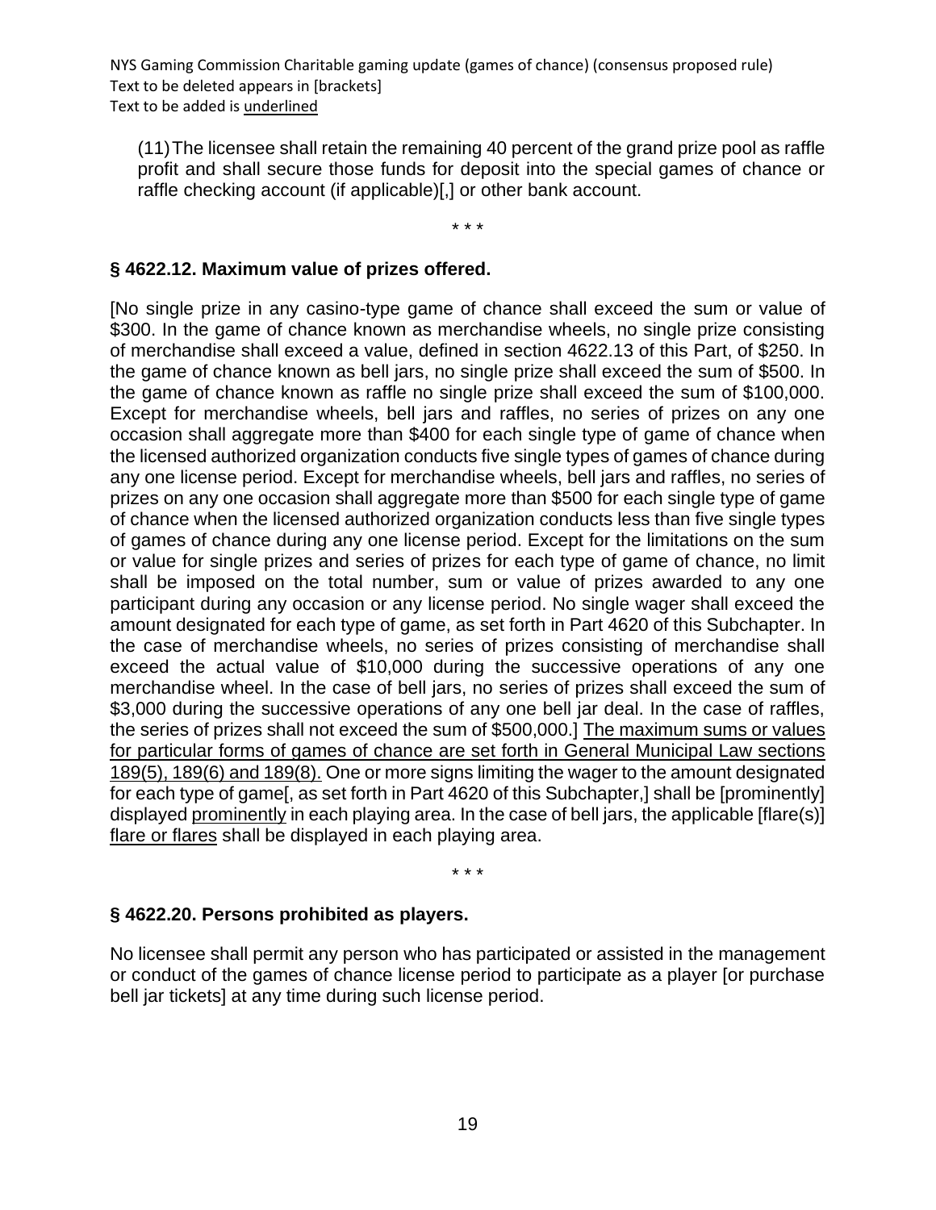(11) The licensee shall retain the remaining 40 percent of the grand prize pool as raffle profit and shall secure those funds for deposit into the special games of chance or raffle checking account (if applicable)[,] or other bank account.

\* \* \*

### § 4622.12. Maximum value of prizes offered.

[No single prize in any casino-type game of chance shall exceed the sum or value of $300. In the game of chance known as merchandise wheels, no single prize consisting of merchandise shall exceed a value, defined in section 4622.13 of this Part, of $250. In the game of chance known as bell jars, no single prize shall exceed the sum of $500. In the game of chance known as raffle no single prize shall exceed the sum of $100,000. Except for merchandise wheels, bell jars and raffles, no series of prizes on any one occasion shall aggregate more than $400 for each single type of game of chance when the licensed authorized organization conducts five single types of games of chance during any one license period. Except for merchandise wheels, bell jars and raffles, no series of prizes on any one occasion shall aggregate more than $500 for each single type of game of chance when the licensed authorized organization conducts less than five single types of games of chance during any one license period. Except for the limitations on the sum or value for single prizes and series of prizes for each type of game of chance, no limit shall be imposed on the total number, sum or value of prizes awarded to any one participant during any occasion or any license period. No single wager shall exceed the amount designated for each type of game, as set forth in Part 4620 of this Subchapter. In the case of merchandise wheels, no series of prizes consisting of merchandise shall exceed the actual value of $10,000 during the successive operations of any one merchandise wheel. In the case of bell jars, no series of prizes shall exceed the sum of $3,000 during the successive operations of any one bell jar deal. In the case of raffles, the series of prizes shall not exceed the sum of $500,000.] <u>The maximum sums or values for particular forms of games of chance are set forth in General Municipal Law sections 189(5), 189(6) and 189(8).</u> One or more signs limiting the wager to the amount designated for each type of game[, as set forth in Part 4620 of this Subchapter,] shall be [prominently] displayed <u>prominently</u> in each playing area. In the case of bell jars, the applicable [flare(s)] <u>flare or flares</u> shall be displayed in each playing area.

\* \* \*

### § 4622.20. Persons prohibited as players.

No licensee shall permit any person who has participated or assisted in the management or conduct of the games of chance license period to participate as a player [or purchase bell jar tickets] at any time during such license period.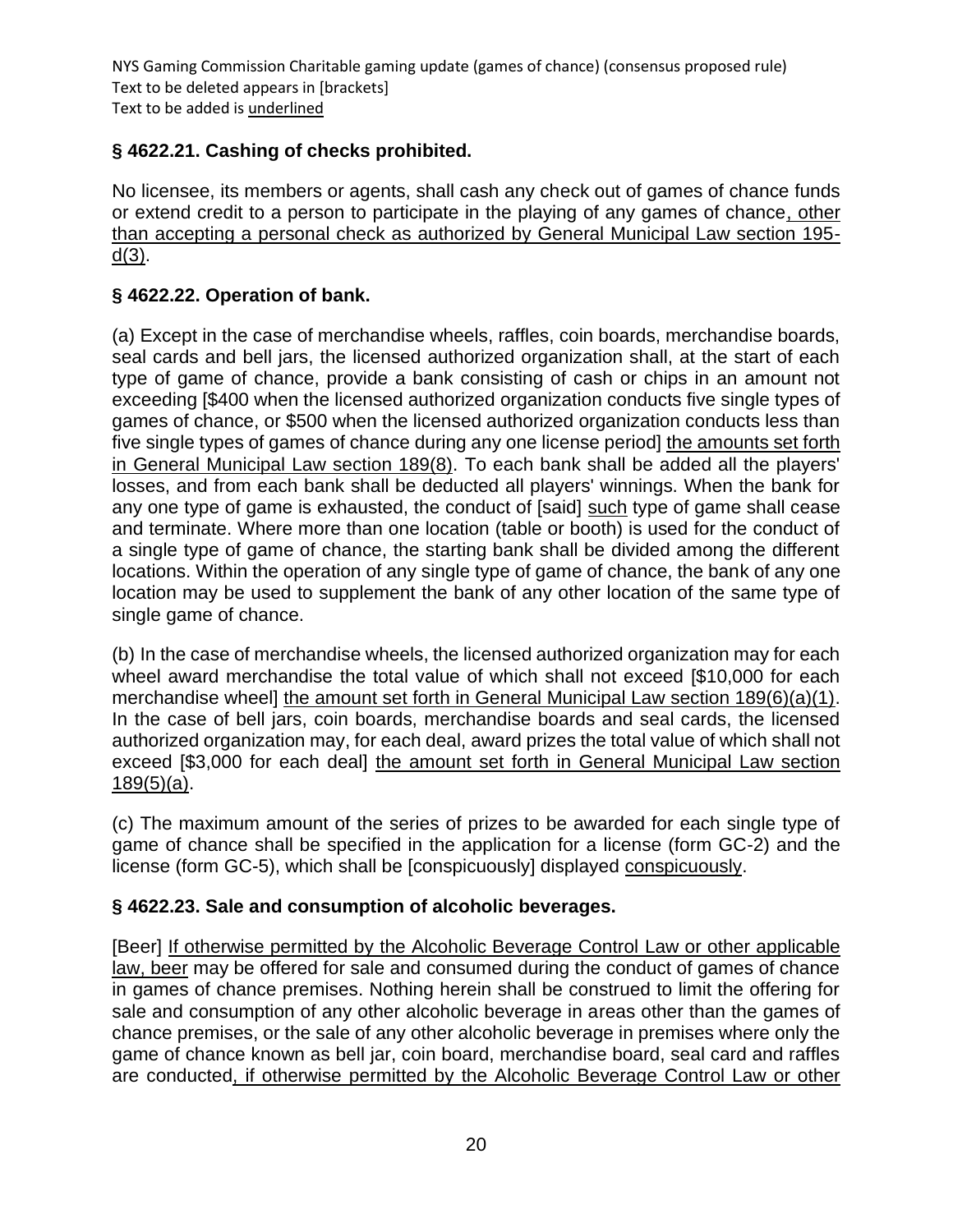### § 4622.21. Cashing of checks prohibited.

No licensee, its members or agents, shall cash any check out of games of chance funds or extend credit to a person to participate in the playing of any games of chance<u>, other than accepting a personal check as authorized by General Municipal Law section 195-d(3)</u>.

### § 4622.22. Operation of bank.

(a) Except in the case of merchandise wheels, raffles, coin boards, merchandise boards, seal cards and bell jars, the licensed authorized organization shall, at the start of each type of game of chance, provide a bank consisting of cash or chips in an amount not exceeding [$400 when the licensed authorized organization conducts five single types of games of chance, or $500 when the licensed authorized organization conducts less than five single types of games of chance during any one license period] <u>the amounts set forth in General Municipal Law section 189(8)</u>. To each bank shall be added all the players' losses, and from each bank shall be deducted all players' winnings. When the bank for any one type of game is exhausted, the conduct of [said] <u>such</u> type of game shall cease and terminate. Where more than one location (table or booth) is used for the conduct of a single type of game of chance, the starting bank shall be divided among the different locations. Within the operation of any single type of game of chance, the bank of any one location may be used to supplement the bank of any other location of the same type of single game of chance.

(b) In the case of merchandise wheels, the licensed authorized organization may for each wheel award merchandise the total value of which shall not exceed [$10,000 for each merchandise wheel] <u>the amount set forth in General Municipal Law section 189(6)(a)(1)</u>. In the case of bell jars, coin boards, merchandise boards and seal cards, the licensed authorized organization may, for each deal, award prizes the total value of which shall not exceed [$3,000 for each deal] <u>the amount set forth in General Municipal Law section 189(5)(a)</u>.

(c) The maximum amount of the series of prizes to be awarded for each single type of game of chance shall be specified in the application for a license (form GC-2) and the license (form GC-5), which shall be [conspicuously] displayed <u>conspicuously</u>.

### § 4622.23. Sale and consumption of alcoholic beverages.

[Beer] <u>If otherwise permitted by the Alcoholic Beverage Control Law or other applicable law, beer</u> may be offered for sale and consumed during the conduct of games of chance in games of chance premises. Nothing herein shall be construed to limit the offering for sale and consumption of any other alcoholic beverage in areas other than the games of chance premises, or the sale of any other alcoholic beverage in premises where only the game of chance known as bell jar, coin board, merchandise board, seal card and raffles are conducted<u>, if otherwise permitted by the Alcoholic Beverage Control Law or other</u>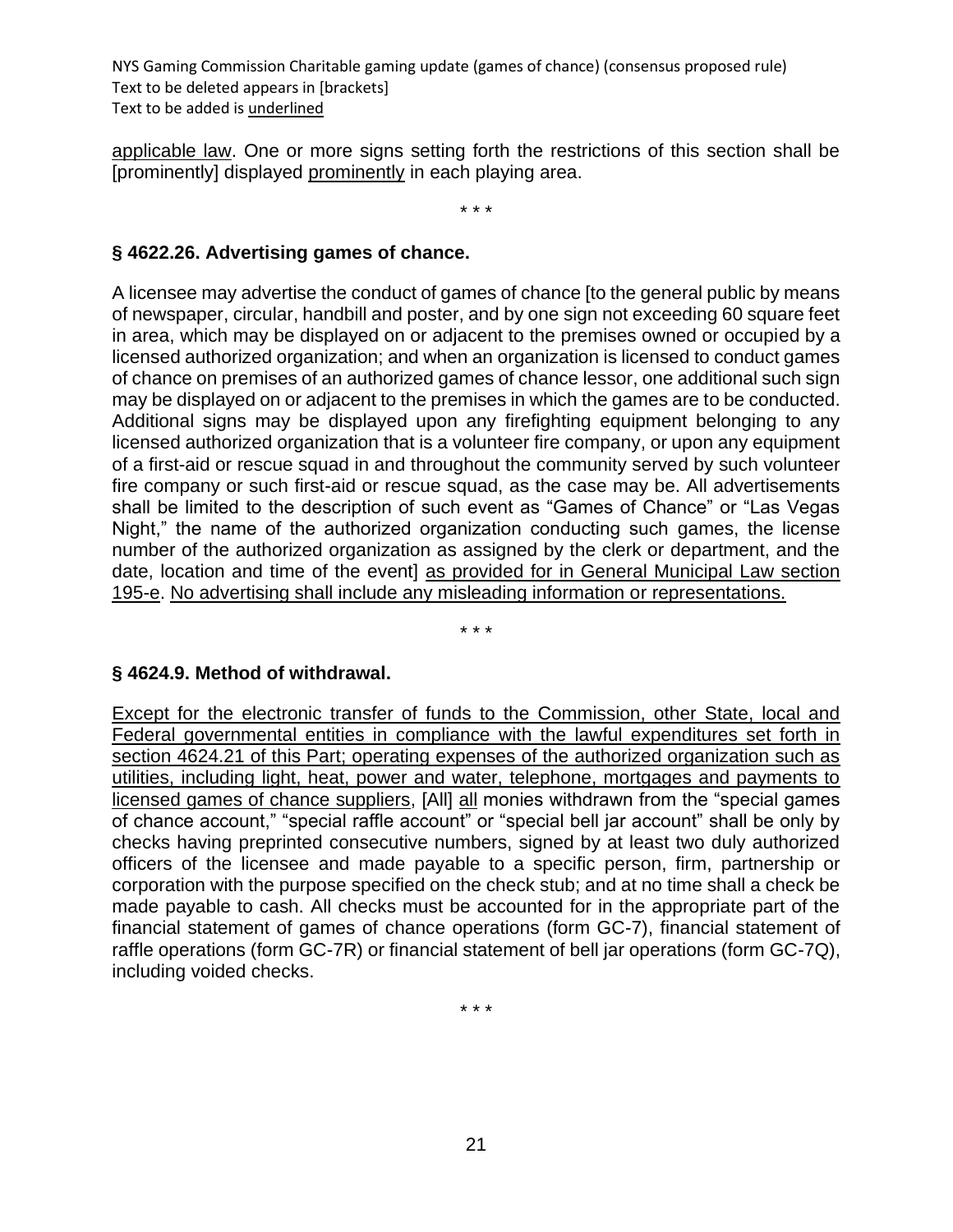<u>applicable law</u>. One or more signs setting forth the restrictions of this section shall be [prominently] displayed <u>prominently</u> in each playing area.

\* \* \*

### § 4622.26. Advertising games of chance.

A licensee may advertise the conduct of games of chance [to the general public by means of newspaper, circular, handbill and poster, and by one sign not exceeding 60 square feet in area, which may be displayed on or adjacent to the premises owned or occupied by a licensed authorized organization; and when an organization is licensed to conduct games of chance on premises of an authorized games of chance lessor, one additional such sign may be displayed on or adjacent to the premises in which the games are to be conducted. Additional signs may be displayed upon any firefighting equipment belonging to any licensed authorized organization that is a volunteer fire company, or upon any equipment of a first-aid or rescue squad in and throughout the community served by such volunteer fire company or such first-aid or rescue squad, as the case may be. All advertisements shall be limited to the description of such event as "Games of Chance" or "Las Vegas Night," the name of the authorized organization conducting such games, the license number of the authorized organization as assigned by the clerk or department, and the date, location and time of the event] <u>as provided for in General Municipal Law section 195-e</u>. <u>No advertising shall include any misleading information or representations.</u>

\* \* \*

### § 4624.9. Method of withdrawal.

<u>Except for the electronic transfer of funds to the Commission, other State, local and Federal governmental entities in compliance with the lawful expenditures set forth in section 4624.21 of this Part; operating expenses of the authorized organization such as utilities, including light, heat, power and water, telephone, mortgages and payments to licensed games of chance suppliers</u>, [All] <u>all</u> monies withdrawn from the "special games of chance account," "special raffle account" or "special bell jar account" shall be only by checks having preprinted consecutive numbers, signed by at least two duly authorized officers of the licensee and made payable to a specific person, firm, partnership or corporation with the purpose specified on the check stub; and at no time shall a check be made payable to cash. All checks must be accounted for in the appropriate part of the financial statement of games of chance operations (form GC-7), financial statement of raffle operations (form GC-7R) or financial statement of bell jar operations (form GC-7Q), including voided checks.

\* \* \*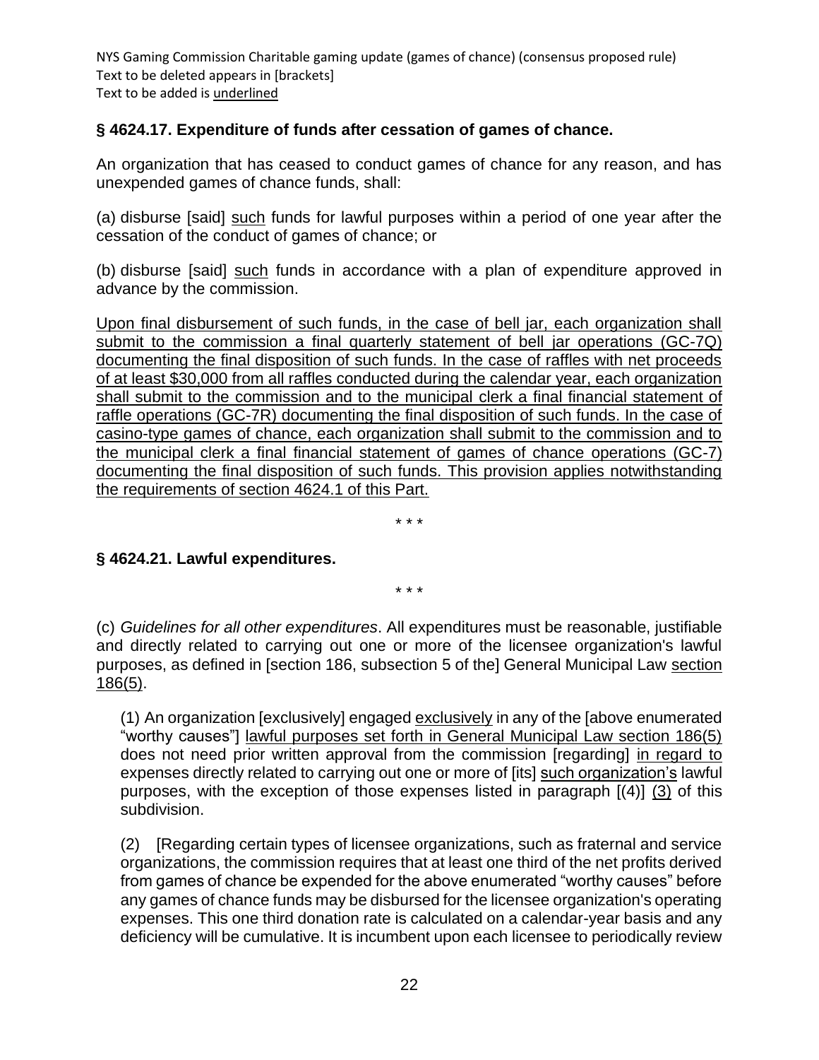### § 4624.17. Expenditure of funds after cessation of games of chance.

An organization that has ceased to conduct games of chance for any reason, and has unexpended games of chance funds, shall:

(a) disburse [said] <u>such</u> funds for lawful purposes within a period of one year after the cessation of the conduct of games of chance; or

(b) disburse [said] <u>such</u> funds in accordance with a plan of expenditure approved in advance by the commission.

<u>Upon final disbursement of such funds, in the case of bell jar, each organization shall submit to the commission a final quarterly statement of bell jar operations (GC-7Q) documenting the final disposition of such funds. In the case of raffles with net proceeds of at least $30,000 from all raffles conducted during the calendar year, each organization shall submit to the commission and to the municipal clerk a final financial statement of raffle operations (GC-7R) documenting the final disposition of such funds. In the case of casino-type games of chance, each organization shall submit to the commission and to the municipal clerk a final financial statement of games of chance operations (GC-7) documenting the final disposition of such funds. This provision applies notwithstanding the requirements of section 4624.1 of this Part.</u>

\* \* \*

### § 4624.21. Lawful expenditures.

\* \* \*

(c) *Guidelines for all other expenditures*. All expenditures must be reasonable, justifiable and directly related to carrying out one or more of the licensee organization's lawful purposes, as defined in [section 186, subsection 5 of the] General Municipal Law <u>section 186(5)</u>.

(1) An organization [exclusively] engaged <u>exclusively</u> in any of the [above enumerated "worthy causes"] <u>lawful purposes set forth in General Municipal Law section 186(5)</u> does not need prior written approval from the commission [regarding] <u>in regard to</u> expenses directly related to carrying out one or more of [its] <u>such organization's</u> lawful purposes, with the exception of those expenses listed in paragraph [(4)] <u>(3)</u> of this subdivision.

(2) [Regarding certain types of licensee organizations, such as fraternal and service organizations, the commission requires that at least one third of the net profits derived from games of chance be expended for the above enumerated "worthy causes" before any games of chance funds may be disbursed for the licensee organization's operating expenses. This one third donation rate is calculated on a calendar-year basis and any deficiency will be cumulative. It is incumbent upon each licensee to periodically review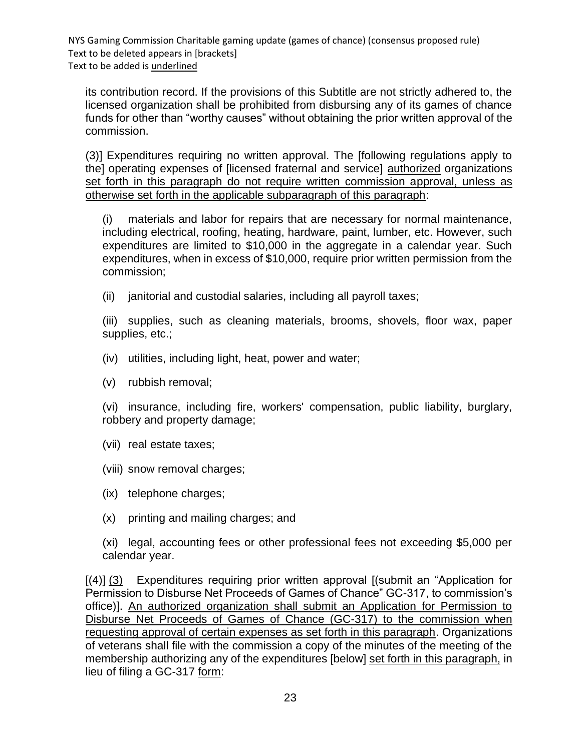its contribution record. If the provisions of this Subtitle are not strictly adhered to, the licensed organization shall be prohibited from disbursing any of its games of chance funds for other than "worthy causes" without obtaining the prior written approval of the commission.

(3)] Expenditures requiring no written approval. The [following regulations apply to the] operating expenses of [licensed fraternal and service] <u>authorized</u> organizations <u>set forth in this paragraph do not require written commission approval, unless as otherwise set forth in the applicable subparagraph of this paragraph</u>:

(i) materials and labor for repairs that are necessary for normal maintenance, including electrical, roofing, heating, hardware, paint, lumber, etc. However, such expenditures are limited to $10,000 in the aggregate in a calendar year. Such expenditures, when in excess of $10,000, require prior written permission from the commission;

(ii) janitorial and custodial salaries, including all payroll taxes;

(iii) supplies, such as cleaning materials, brooms, shovels, floor wax, paper supplies, etc.;

(iv) utilities, including light, heat, power and water;

(v) rubbish removal;

(vi) insurance, including fire, workers' compensation, public liability, burglary, robbery and property damage;

(vii) real estate taxes;

(viii) snow removal charges;

(ix) telephone charges;

(x) printing and mailing charges; and

(xi) legal, accounting fees or other professional fees not exceeding $5,000 per calendar year.

[(4)] <u>(3)</u> Expenditures requiring prior written approval [(submit an "Application for Permission to Disburse Net Proceeds of Games of Chance" GC-317, to commission's office)]. <u>An authorized organization shall submit an Application for Permission to Disburse Net Proceeds of Games of Chance (GC-317) to the commission when requesting approval of certain expenses as set forth in this paragraph</u>. Organizations of veterans shall file with the commission a copy of the minutes of the meeting of the membership authorizing any of the expenditures [below] <u>set forth in this paragraph,</u> in lieu of filing a GC-317 <u>form</u>: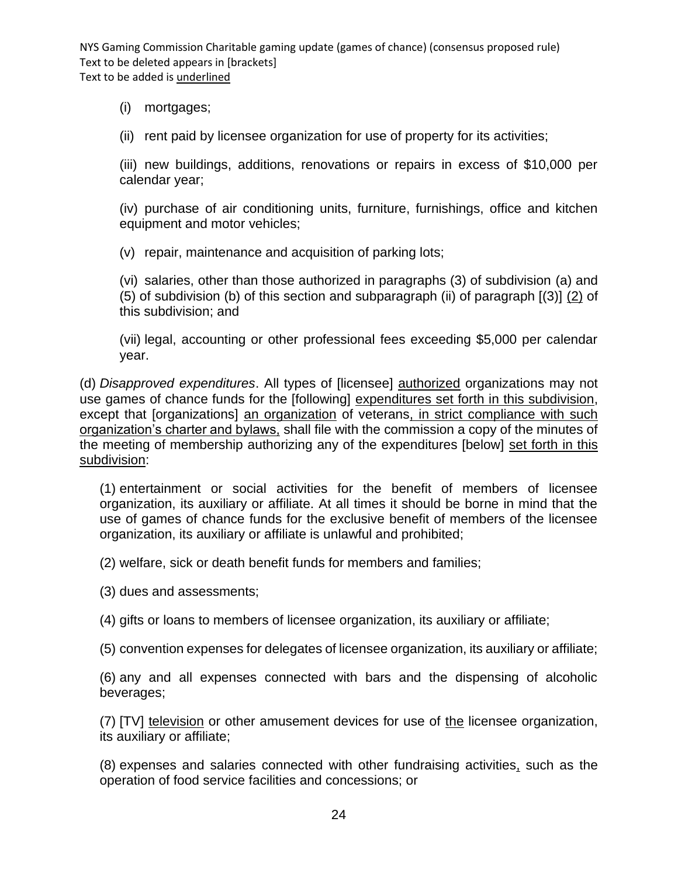(i) mortgages;

(ii) rent paid by licensee organization for use of property for its activities;

(iii) new buildings, additions, renovations or repairs in excess of $10,000 per calendar year;

(iv) purchase of air conditioning units, furniture, furnishings, office and kitchen equipment and motor vehicles;

(v) repair, maintenance and acquisition of parking lots;

(vi) salaries, other than those authorized in paragraphs (3) of subdivision (a) and (5) of subdivision (b) of this section and subparagraph (ii) of paragraph [(3)] <u>(2)</u> of this subdivision; and

(vii) legal, accounting or other professional fees exceeding $5,000 per calendar year.

(d) *Disapproved expenditures*. All types of [licensee] <u>authorized</u> organizations may not use games of chance funds for the [following] <u>expenditures set forth in this subdivision</u>, except that [organizations] <u>an organization</u> of veterans<u>, in strict compliance with such organization's charter and bylaws,</u> shall file with the commission a copy of the minutes of the meeting of membership authorizing any of the expenditures [below] <u>set forth in this subdivision</u>:

(1) entertainment or social activities for the benefit of members of licensee organization, its auxiliary or affiliate. At all times it should be borne in mind that the use of games of chance funds for the exclusive benefit of members of the licensee organization, its auxiliary or affiliate is unlawful and prohibited;

(2) welfare, sick or death benefit funds for members and families;

(3) dues and assessments;

(4) gifts or loans to members of licensee organization, its auxiliary or affiliate;

(5) convention expenses for delegates of licensee organization, its auxiliary or affiliate;

(6) any and all expenses connected with bars and the dispensing of alcoholic beverages;

(7) [TV] <u>television</u> or other amusement devices for use of <u>the</u> licensee organization, its auxiliary or affiliate;

(8) expenses and salaries connected with other fundraising activities<u>,</u> such as the operation of food service facilities and concessions; or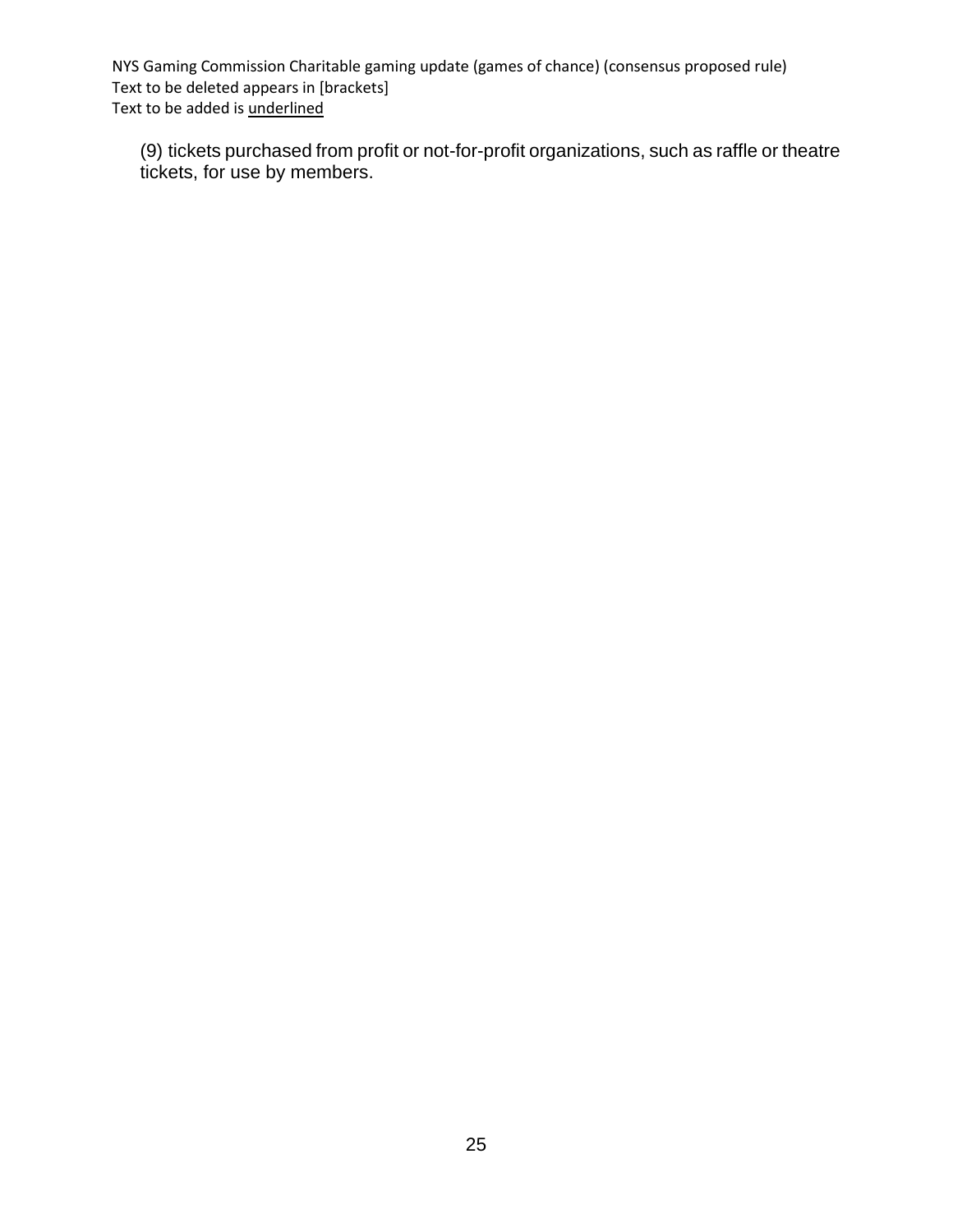(9) tickets purchased from profit or not-for-profit organizations, such as raffle or theatre tickets, for use by members.